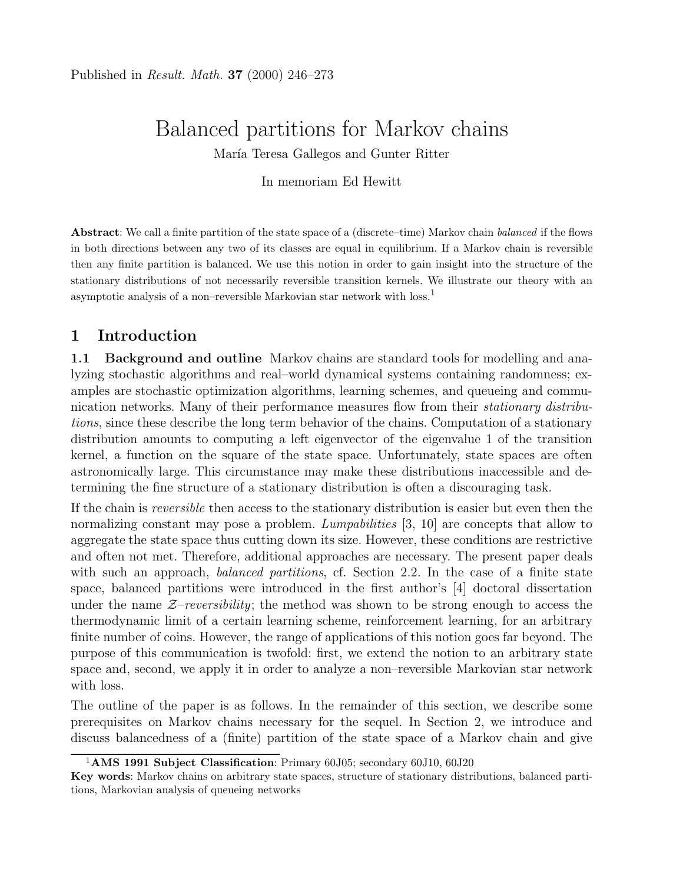Published in *Result. Math.* **37** (2000) 246–273

# Balanced partitions for Markov chains

María Teresa Gallegos and Gunter Ritter

In memoriam Ed Hewitt

**Abstract**: We call a finite partition of the state space of a (discrete–time) Markov chain *balanced* if the flows in both directions between any two of its classes are equal in equilibrium. If a Markov chain is reversible then any finite partition is balanced. We use this notion in order to gain insight into the structure of the stationary distributions of not necessarily reversible transition kernels. We illustrate our theory with an asymptotic analysis of a non–reversible Markovian star network with loss.[1]

## 1 Introduction

**1.1 Background and outline** Markov chains are standard tools for modelling and analyzing stochastic algorithms and real–world dynamical systems containing randomness; examples are stochastic optimization algorithms, learning schemes, and queueing and communication networks. Many of their performance measures flow from their *stationary distributions*, since these describe the long term behavior of the chains. Computation of a stationary distribution amounts to computing a left eigenvector of the eigenvalue 1 of the transition kernel, a function on the square of the state space. Unfortunately, state spaces are often astronomically large. This circumstance may make these distributions inaccessible and determining the fine structure of a stationary distribution is often a discouraging task.

If the chain is *reversible* then access to the stationary distribution is easier but even then the normalizing constant may pose a problem. *Lumpabilities* [3, 10] are concepts that allow to aggregate the state space thus cutting down its size. However, these conditions are restrictive and often not met. Therefore, additional approaches are necessary. The present paper deals with such an approach, *balanced partitions*, cf. Section 2.2. In the case of a finite state space, balanced partitions were introduced in the first author's [4] doctoral dissertation under the name $\mathcal{Z}$*–reversibility*; the method was shown to be strong enough to access the thermodynamic limit of a certain learning scheme, reinforcement learning, for an arbitrary finite number of coins. However, the range of applications of this notion goes far beyond. The purpose of this communication is twofold: first, we extend the notion to an arbitrary state space and, second, we apply it in order to analyze a non–reversible Markovian star network with loss.

The outline of the paper is as follows. In the remainder of this section, we describe some prerequisites on Markov chains necessary for the sequel. In Section 2, we introduce and discuss balancedness of a (finite) partition of the state space of a Markov chain and give

[1] **AMS 1991 Subject Classification**: Primary 60J05; secondary 60J10, 60J20

**Key words**: Markov chains on arbitrary state spaces, structure of stationary distributions, balanced partitions, Markovian analysis of queueing networks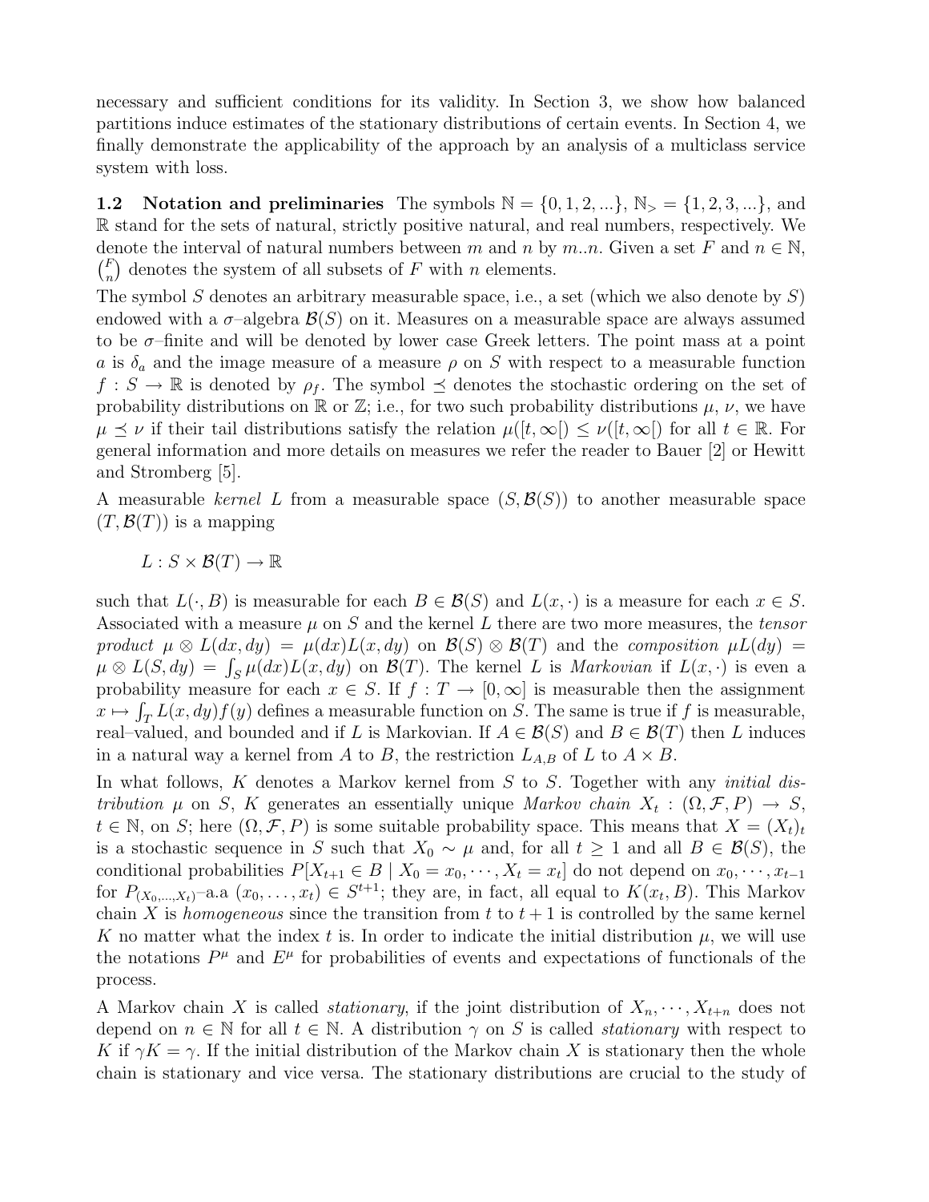necessary and sufficient conditions for its validity. In Section 3, we show how balanced partitions induce estimates of the stationary distributions of certain events. In Section 4, we finally demonstrate the applicability of the approach by an analysis of a multiclass service system with loss.

**1.2 Notation and preliminaries** The symbols $\mathbb{N} = \{0, 1, 2, ...\}$, $\mathbb{N}_> = \{1, 2, 3, ...\}$, and $\mathbb{R}$ stand for the sets of natural, strictly positive natural, and real numbers, respectively. We denote the interval of natural numbers between $m$ and $n$ by $m..n$. Given a set $F$ and $n \in \mathbb{N}$, $\binom{F}{n}$ denotes the system of all subsets of $F$ with $n$ elements.

The symbol $S$ denotes an arbitrary measurable space, i.e., a set (which we also denote by $S$) endowed with a $\sigma$–algebra $\mathcal{B}(S)$ on it. Measures on a measurable space are always assumed to be $\sigma$–finite and will be denoted by lower case Greek letters. The point mass at a point $a$ is $\delta_a$ and the image measure of a measure $\rho$ on $S$ with respect to a measurable function $f : S \to \mathbb{R}$ is denoted by $\rho_f$. The symbol $\preceq$ denotes the stochastic ordering on the set of probability distributions on $\mathbb{R}$ or $\mathbb{Z}$; i.e., for two such probability distributions $\mu$, $\nu$, we have $\mu \preceq \nu$ if their tail distributions satisfy the relation $\mu([t, \infty[) \leq \nu([t, \infty[)$ for all $t \in \mathbb{R}$. For general information and more details on measures we refer the reader to Bauer [2] or Hewitt and Stromberg [5].

A measurable *kernel* $L$ from a measurable space $(S, \mathcal{B}(S))$ to another measurable space $(T, \mathcal{B}(T))$ is a mapping

$$L : S \times \mathcal{B}(T) \to \mathbb{R}$$

such that $L(\cdot, B)$ is measurable for each $B \in \mathcal{B}(S)$ and $L(x, \cdot)$ is a measure for each $x \in S$. Associated with a measure $\mu$ on $S$ and the kernel $L$ there are two more measures, the *tensor product* $\mu \otimes L(dx, dy) = \mu(dx)L(x, dy)$ on $\mathcal{B}(S) \otimes \mathcal{B}(T)$ and the *composition* $\mu L(dy) = \mu \otimes L(S, dy) = \int_S \mu(dx)L(x, dy)$ on $\mathcal{B}(T)$. The kernel $L$ is *Markovian* if $L(x, \cdot)$ is even a probability measure for each $x \in S$. If $f : T \to [0, \infty]$ is measurable then the assignment $x \mapsto \int_T L(x, dy)f(y)$ defines a measurable function on $S$. The same is true if $f$ is measurable, real–valued, and bounded and if $L$ is Markovian. If $A \in \mathcal{B}(S)$ and $B \in \mathcal{B}(T)$ then $L$ induces in a natural way a kernel from $A$ to $B$, the restriction $L_{A,B}$ of $L$ to $A \times B$.

In what follows, $K$ denotes a Markov kernel from $S$ to $S$. Together with any *initial distribution* $\mu$ on $S$, $K$ generates an essentially unique *Markov chain* $X_t : (\Omega, \mathcal{F}, P) \to S$, $t \in \mathbb{N}$, on $S$; here $(\Omega, \mathcal{F}, P)$ is some suitable probability space. This means that $X = (X_t)_t$ is a stochastic sequence in $S$ such that $X_0 \sim \mu$ and, for all $t \geq 1$ and all $B \in \mathcal{B}(S)$, the conditional probabilities $P[X_{t+1} \in B \mid X_0 = x_0, \cdots, X_t = x_t]$ do not depend on $x_0, \cdots, x_{t-1}$ for $P_{(X_0,\ldots,X_t)}$–a.a $(x_0, \ldots, x_t) \in S^{t+1}$; they are, in fact, all equal to $K(x_t, B)$. This Markov chain $X$ is *homogeneous* since the transition from $t$ to $t + 1$ is controlled by the same kernel $K$ no matter what the index $t$ is. In order to indicate the initial distribution $\mu$, we will use the notations $P^\mu$ and $E^\mu$ for probabilities of events and expectations of functionals of the process.

A Markov chain $X$ is called *stationary*, if the joint distribution of $X_n, \cdots, X_{t+n}$ does not depend on $n \in \mathbb{N}$ for all $t \in \mathbb{N}$. A distribution $\gamma$ on $S$ is called *stationary* with respect to $K$ if $\gamma K = \gamma$. If the initial distribution of the Markov chain $X$ is stationary then the whole chain is stationary and vice versa. The stationary distributions are crucial to the study of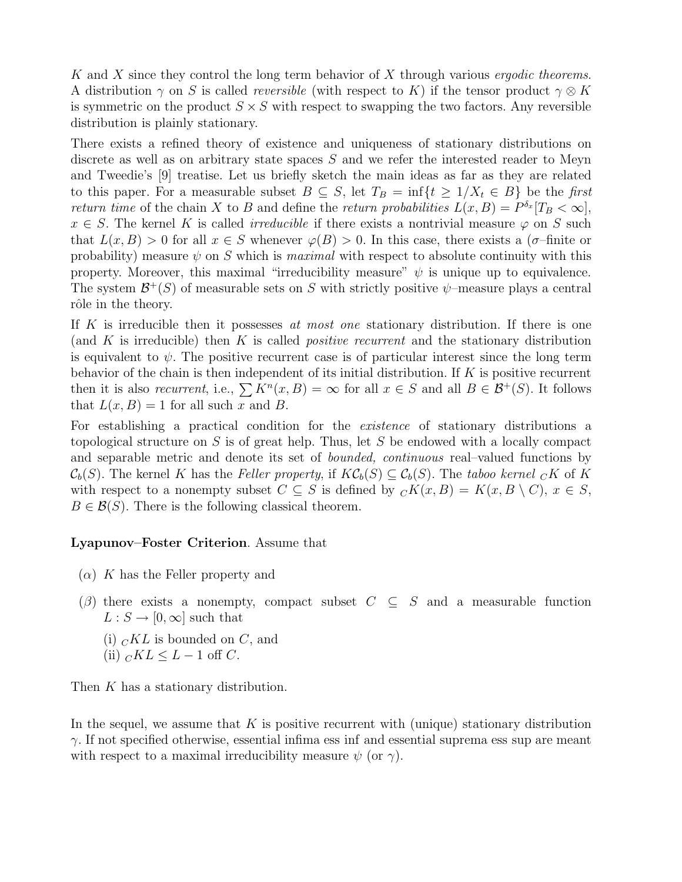$K$ and $X$ since they control the long term behavior of $X$ through various *ergodic theorems*. A distribution $\gamma$ on $S$ is called *reversible* (with respect to $K$) if the tensor product $\gamma \otimes K$ is symmetric on the product $S \times S$ with respect to swapping the two factors. Any reversible distribution is plainly stationary.

There exists a refined theory of existence and uniqueness of stationary distributions on discrete as well as on arbitrary state spaces $S$ and we refer the interested reader to Meyn and Tweedie's [9] treatise. Let us briefly sketch the main ideas as far as they are related to this paper. For a measurable subset $B \subseteq S$, let $T_B = \inf\{t \geq 1 / X_t \in B\}$ be the *first return time* of the chain $X$ to $B$ and define the *return probabilities* $L(x, B) = P^{\delta_x}[T_B < \infty]$, $x \in S$. The kernel $K$ is called *irreducible* if there exists a nontrivial measure $\varphi$ on $S$ such that $L(x, B) > 0$ for all $x \in S$ whenever $\varphi(B) > 0$. In this case, there exists a ($\sigma$–finite or probability) measure $\psi$ on $S$ which is *maximal* with respect to absolute continuity with this property. Moreover, this maximal "irreducibility measure" $\psi$ is unique up to equivalence. The system $\mathcal{B}^+(S)$ of measurable sets on $S$ with strictly positive $\psi$–measure plays a central rôle in the theory.

If $K$ is irreducible then it possesses *at most one* stationary distribution. If there is one (and $K$ is irreducible) then $K$ is called *positive recurrent* and the stationary distribution is equivalent to $\psi$. The positive recurrent case is of particular interest since the long term behavior of the chain is then independent of its initial distribution. If $K$ is positive recurrent then it is also *recurrent*, i.e., $\sum K^n(x, B) = \infty$ for all $x \in S$ and all $B \in \mathcal{B}^+(S)$. It follows that $L(x, B) = 1$ for all such $x$ and $B$.

For establishing a practical condition for the *existence* of stationary distributions a topological structure on $S$ is of great help. Thus, let $S$ be endowed with a locally compact and separable metric and denote its set of *bounded, continuous* real–valued functions by $\mathcal{C}_b(S)$. The kernel $K$ has the *Feller property*, if $K\mathcal{C}_b(S) \subseteq \mathcal{C}_b(S)$. The *taboo kernel* ${}_CK$ of $K$ with respect to a nonempty subset $C \subseteq S$ is defined by ${}_CK(x, B) = K(x, B \setminus C)$, $x \in S$, $B \in \mathcal{B}(S)$. There is the following classical theorem.

**Lyapunov–Foster Criterion**. Assume that

- ($\alpha$) $K$ has the Feller property and
- ($\beta$) there exists a nonempty, compact subset $C \subseteq S$ and a measurable function $L : S \to [0, \infty]$ such that
  - (i) ${}_CKL$ is bounded on $C$, and
  - (ii) ${}_CKL \leq L - 1$ off $C$.

Then $K$ has a stationary distribution.

In the sequel, we assume that $K$ is positive recurrent with (unique) stationary distribution $\gamma$. If not specified otherwise, essential infima ess inf and essential suprema ess sup are meant with respect to a maximal irreducibility measure $\psi$ (or $\gamma$).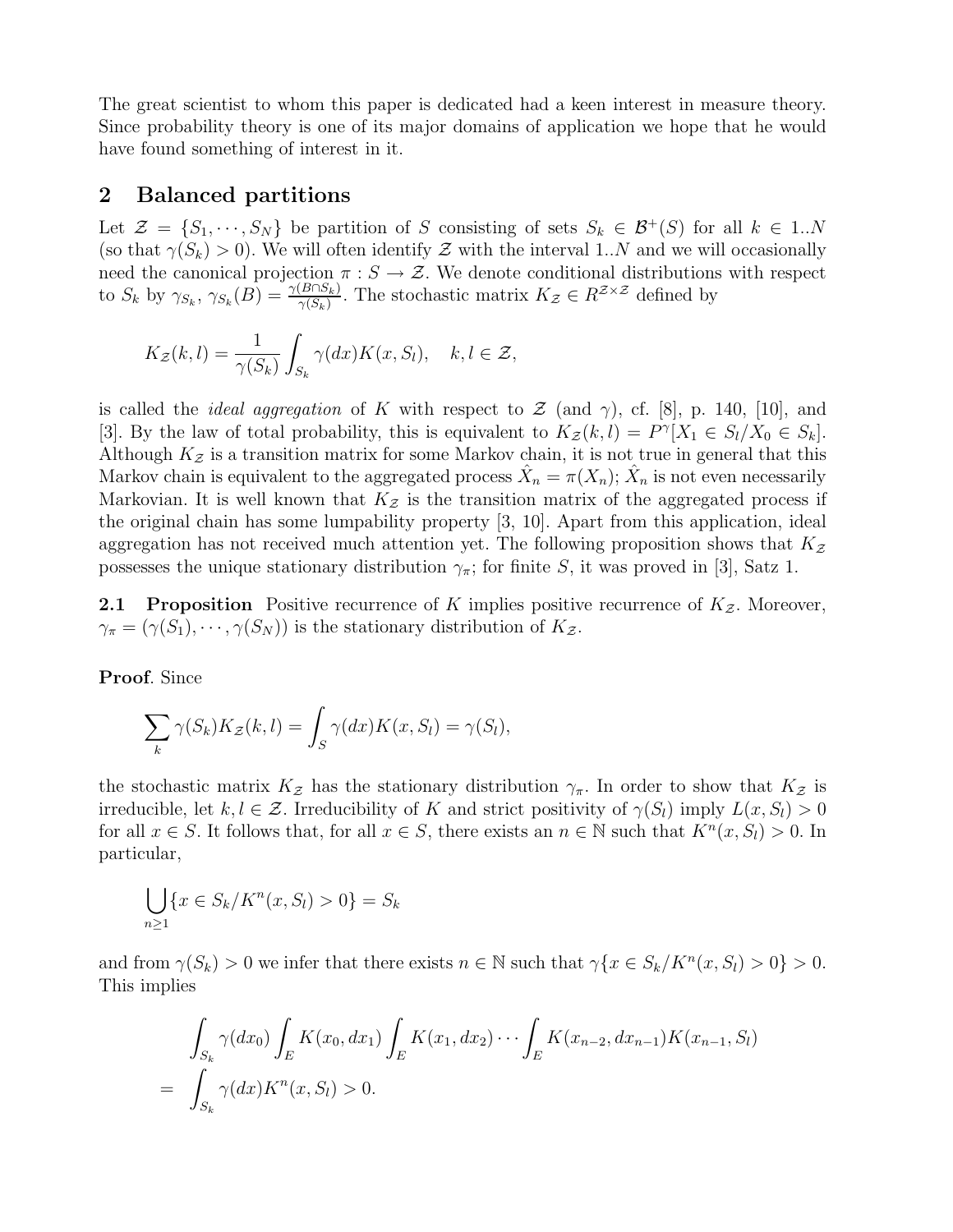The great scientist to whom this paper is dedicated had a keen interest in measure theory. Since probability theory is one of its major domains of application we hope that he would have found something of interest in it.

## 2 Balanced partitions

Let $\mathcal{Z} = \{S_1, \cdots, S_N\}$ be partition of $S$ consisting of sets $S_k \in \mathcal{B}^+(S)$ for all $k \in 1..N$ (so that $\gamma(S_k) > 0$). We will often identify $\mathcal{Z}$ with the interval $1..N$ and we will occasionally need the canonical projection $\pi : S \to \mathcal{Z}$. We denote conditional distributions with respect to $S_k$ by $\gamma_{S_k}$, $\gamma_{S_k}(B) = \frac{\gamma(B \cap S_k)}{\gamma(S_k)}$. The stochastic matrix $K_{\mathcal{Z}} \in R^{\mathcal{Z} \times \mathcal{Z}}$ defined by

$$K_{\mathcal{Z}}(k,l) = \frac{1}{\gamma(S_k)} \int_{S_k} \gamma(dx) K(x, S_l), \quad k,l \in \mathcal{Z},$$

is called the *ideal aggregation* of $K$ with respect to $\mathcal{Z}$ (and $\gamma$), cf. [8], p. 140, [10], and [3]. By the law of total probability, this is equivalent to $K_{\mathcal{Z}}(k,l) = P^{\gamma}[X_1 \in S_l / X_0 \in S_k]$. Although $K_{\mathcal{Z}}$ is a transition matrix for some Markov chain, it is not true in general that this Markov chain is equivalent to the aggregated process $\hat{X}_n = \pi(X_n)$; $\hat{X}_n$ is not even necessarily Markovian. It is well known that $K_{\mathcal{Z}}$ is the transition matrix of the aggregated process if the original chain has some lumpability property [3, 10]. Apart from this application, ideal aggregation has not received much attention yet. The following proposition shows that $K_{\mathcal{Z}}$ possesses the unique stationary distribution $\gamma_\pi$; for finite $S$, it was proved in [3], Satz 1.

**2.1 Proposition** Positive recurrence of $K$ implies positive recurrence of $K_{\mathcal{Z}}$. Moreover, $\gamma_\pi = (\gamma(S_1), \cdots, \gamma(S_N))$ is the stationary distribution of $K_{\mathcal{Z}}$.

**Proof**. Since

$$\sum_k \gamma(S_k) K_{\mathcal{Z}}(k,l) = \int_S \gamma(dx) K(x, S_l) = \gamma(S_l),$$

the stochastic matrix $K_{\mathcal{Z}}$ has the stationary distribution $\gamma_\pi$. In order to show that $K_{\mathcal{Z}}$ is irreducible, let $k, l \in \mathcal{Z}$. Irreducibility of $K$ and strict positivity of $\gamma(S_l)$ imply $L(x, S_l) > 0$ for all $x \in S$. It follows that, for all $x \in S$, there exists an $n \in \mathbb{N}$ such that $K^n(x, S_l) > 0$. In particular,

$$\bigcup_{n \geq 1} \{x \in S_k / K^n(x, S_l) > 0\} = S_k$$

and from $\gamma(S_k) > 0$ we infer that there exists $n \in \mathbb{N}$ such that $\gamma\{x \in S_k / K^n(x, S_l) > 0\} > 0$. This implies

$$\begin{aligned} & \int_{S_k} \gamma(dx_0) \int_E K(x_0, dx_1) \int_E K(x_1, dx_2) \cdots \int_E K(x_{n-2}, dx_{n-1}) K(x_{n-1}, S_l) \\ = & \int_{S_k} \gamma(dx) K^n(x, S_l) > 0. \end{aligned}$$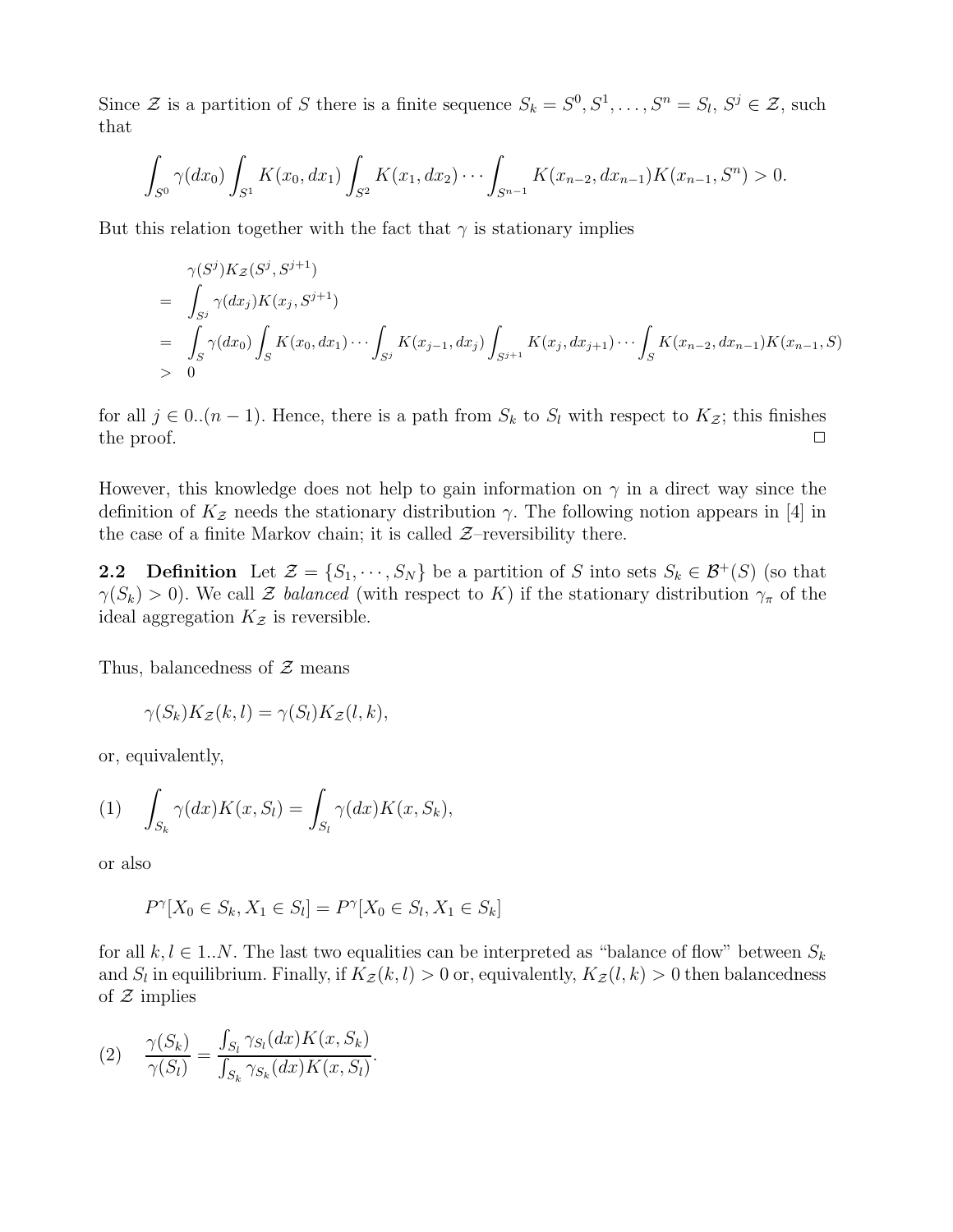Since $\mathcal{Z}$ is a partition of $S$ there is a finite sequence $S_k = S^0, S^1, \ldots, S^n = S_l$, $S^j \in \mathcal{Z}$, such that

$$\int_{S^0} \gamma(dx_0) \int_{S^1} K(x_0, dx_1) \int_{S^2} K(x_1, dx_2) \cdots \int_{S^{n-1}} K(x_{n-2}, dx_{n-1}) K(x_{n-1}, S^n) > 0.$$

But this relation together with the fact that $\gamma$ is stationary implies

$$\begin{aligned}
& \gamma(S^j) K_{\mathcal{Z}}(S^j, S^{j+1}) \\
= & \int_{S^j} \gamma(dx_j) K(x_j, S^{j+1}) \\
= & \int_S \gamma(dx_0) \int_S K(x_0, dx_1) \cdots \int_{S^j} K(x_{j-1}, dx_j) \int_{S^{j+1}} K(x_j, dx_{j+1}) \cdots \int_S K(x_{n-2}, dx_{n-1}) K(x_{n-1}, S) \\
> & \ 0
\end{aligned}$$

for all $j \in 0..(n-1)$. Hence, there is a path from $S_k$ to $S_l$ with respect to $K_{\mathcal{Z}}$; this finishes the proof. □

However, this knowledge does not help to gain information on $\gamma$ in a direct way since the definition of $K_{\mathcal{Z}}$ needs the stationary distribution $\gamma$. The following notion appears in [4] in the case of a finite Markov chain; it is called $\mathcal{Z}$–reversibility there.

**2.2 Definition** Let $\mathcal{Z} = \{S_1, \cdots, S_N\}$ be a partition of $S$ into sets $S_k \in \mathcal{B}^+(S)$ (so that $\gamma(S_k) > 0$). We call $\mathcal{Z}$ *balanced* (with respect to $K$) if the stationary distribution $\gamma_\pi$ of the ideal aggregation $K_{\mathcal{Z}}$ is reversible.

Thus, balancedness of $\mathcal{Z}$ means

$$\gamma(S_k) K_{\mathcal{Z}}(k, l) = \gamma(S_l) K_{\mathcal{Z}}(l, k),$$

or, equivalently,

$$(1) \quad \int_{S_k} \gamma(dx) K(x, S_l) = \int_{S_l} \gamma(dx) K(x, S_k),$$

or also

$$P^\gamma[X_0 \in S_k, X_1 \in S_l] = P^\gamma[X_0 \in S_l, X_1 \in S_k]$$

for all $k, l \in 1..N$. The last two equalities can be interpreted as "balance of flow" between $S_k$ and $S_l$ in equilibrium. Finally, if $K_{\mathcal{Z}}(k, l) > 0$ or, equivalently, $K_{\mathcal{Z}}(l, k) > 0$ then balancedness of $\mathcal{Z}$ implies

$$(2) \quad \frac{\gamma(S_k)}{\gamma(S_l)} = \frac{\int_{S_l} \gamma_{S_l}(dx) K(x, S_k)}{\int_{S_k} \gamma_{S_k}(dx) K(x, S_l)}.$$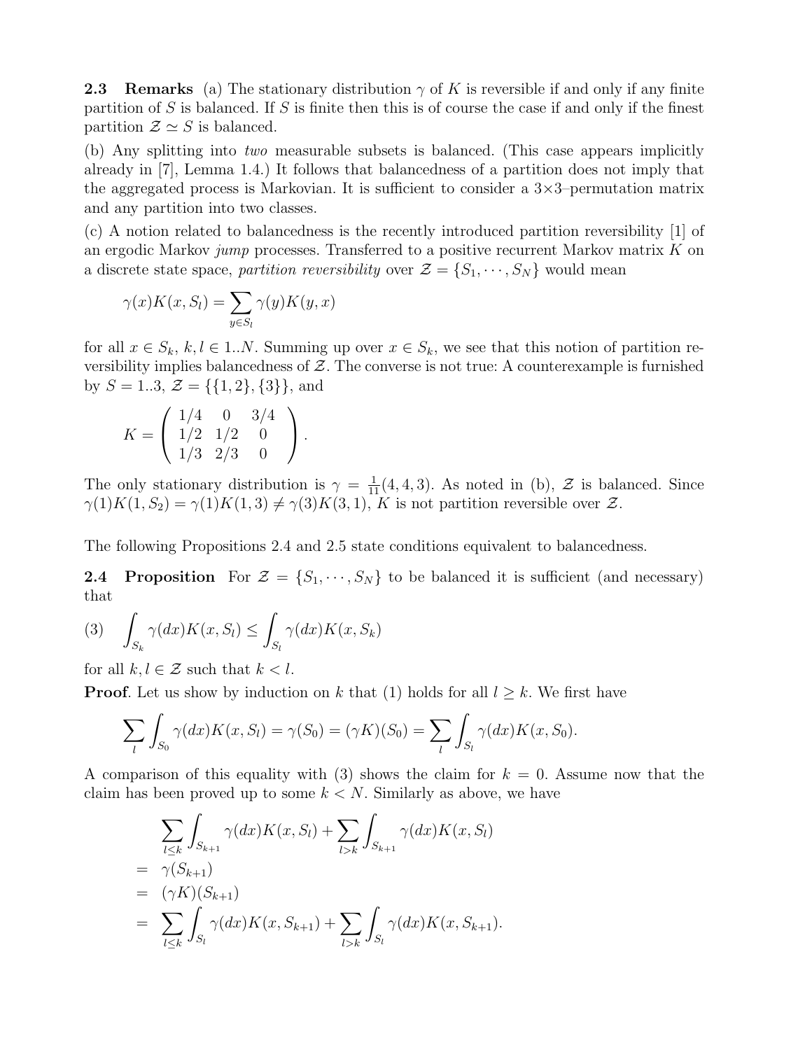**2.3 Remarks** (a) The stationary distribution $\gamma$ of $K$ is reversible if and only if any finite partition of $S$ is balanced. If $S$ is finite then this is of course the case if and only if the finest partition $\mathcal{Z} \simeq S$ is balanced.

(b) Any splitting into *two* measurable subsets is balanced. (This case appears implicitly already in [7], Lemma 1.4.) It follows that balancedness of a partition does not imply that the aggregated process is Markovian. It is sufficient to consider a 3×3–permutation matrix and any partition into two classes.

(c) A notion related to balancedness is the recently introduced partition reversibility [1] of an ergodic Markov *jump* processes. Transferred to a positive recurrent Markov matrix $K$ on a discrete state space, *partition reversibility* over $\mathcal{Z} = \{S_1, \cdots, S_N\}$ would mean

$$\gamma(x)K(x, S_l) = \sum_{y \in S_l} \gamma(y)K(y, x)$$

for all $x \in S_k$, $k, l \in 1..N$. Summing up over $x \in S_k$, we see that this notion of partition reversibility implies balancedness of $\mathcal{Z}$. The converse is not true: A counterexample is furnished by $S = 1..3$, $\mathcal{Z} = \{\{1, 2\}, \{3\}\}$, and

$$K = \begin{pmatrix} 1/4 & 0 & 3/4 \\ 1/2 & 1/2 & 0 \\ 1/3 & 2/3 & 0 \end{pmatrix}.$$

The only stationary distribution is $\gamma = \frac{1}{11}(4, 4, 3)$. As noted in (b), $\mathcal{Z}$ is balanced. Since $\gamma(1)K(1, S_2) = \gamma(1)K(1, 3) \neq \gamma(3)K(3, 1)$, $K$ is not partition reversible over $\mathcal{Z}$.

The following Propositions 2.4 and 2.5 state conditions equivalent to balancedness.

**2.4 Proposition** For $\mathcal{Z} = \{S_1, \cdots, S_N\}$ to be balanced it is sufficient (and necessary) that

$$(3) \quad \int_{S_k} \gamma(dx)K(x, S_l) \leq \int_{S_l} \gamma(dx)K(x, S_k)$$

for all $k, l \in \mathcal{Z}$ such that $k < l$.

**Proof**. Let us show by induction on $k$ that (1) holds for all $l \geq k$. We first have

$$\sum_l \int_{S_0} \gamma(dx)K(x, S_l) = \gamma(S_0) = (\gamma K)(S_0) = \sum_l \int_{S_l} \gamma(dx)K(x, S_0).$$

A comparison of this equality with (3) shows the claim for $k = 0$. Assume now that the claim has been proved up to some $k < N$. Similarly as above, we have

$$\begin{aligned}
& \sum_{l \leq k} \int_{S_{k+1}} \gamma(dx)K(x, S_l) + \sum_{l > k} \int_{S_{k+1}} \gamma(dx)K(x, S_l) \\
= \; & \gamma(S_{k+1}) \\
= \; & (\gamma K)(S_{k+1}) \\
= \; & \sum_{l \leq k} \int_{S_l} \gamma(dx)K(x, S_{k+1}) + \sum_{l > k} \int_{S_l} \gamma(dx)K(x, S_{k+1}).
\end{aligned}$$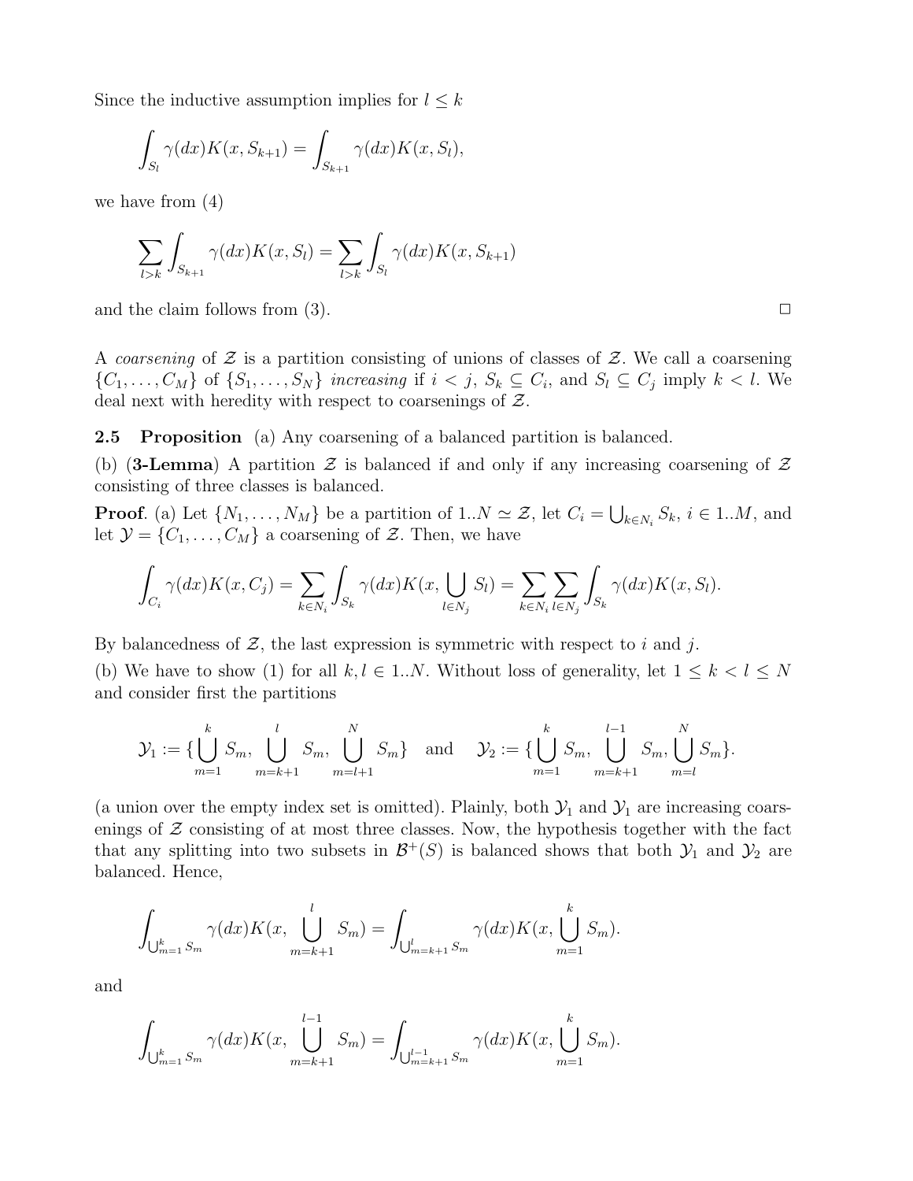Since the inductive assumption implies for $l \leq k$

$$\int_{S_l} \gamma(dx) K(x, S_{k+1}) = \int_{S_{k+1}} \gamma(dx) K(x, S_l),$$

we have from (4)

$$\sum_{l>k} \int_{S_{k+1}} \gamma(dx) K(x, S_l) = \sum_{l>k} \int_{S_l} \gamma(dx) K(x, S_{k+1})$$

and the claim follows from (3). □

A *coarsening* of $\mathcal{Z}$ is a partition consisting of unions of classes of $\mathcal{Z}$. We call a coarsening $\{C_1, \ldots, C_M\}$ of $\{S_1, \ldots, S_N\}$ *increasing* if $i < j$, $S_k \subseteq C_i$, and $S_l \subseteq C_j$ imply $k < l$. We deal next with heredity with respect to coarsenings of $\mathcal{Z}$.

**2.5 Proposition** (a) Any coarsening of a balanced partition is balanced.

(b) (**3-Lemma**) A partition $\mathcal{Z}$ is balanced if and only if any increasing coarsening of $\mathcal{Z}$ consisting of three classes is balanced.

**Proof**. (a) Let $\{N_1, \ldots, N_M\}$ be a partition of $1..N \simeq \mathcal{Z}$, let $C_i = \bigcup_{k \in N_i} S_k$, $i \in 1..M$, and let $\mathcal{Y} = \{C_1, \ldots, C_M\}$ a coarsening of $\mathcal{Z}$. Then, we have

$$\int_{C_i} \gamma(dx) K(x, C_j) = \sum_{k \in N_i} \int_{S_k} \gamma(dx) K(x, \bigcup_{l \in N_j} S_l) = \sum_{k \in N_i} \sum_{l \in N_j} \int_{S_k} \gamma(dx) K(x, S_l).$$

By balancedness of $\mathcal{Z}$, the last expression is symmetric with respect to $i$ and $j$.

(b) We have to show (1) for all $k, l \in 1..N$. Without loss of generality, let $1 \leq k < l \leq N$ and consider first the partitions

$$\mathcal{Y}_1 := \{\bigcup_{m=1}^{k} S_m, \bigcup_{m=k+1}^{l} S_m, \bigcup_{m=l+1}^{N} S_m\} \quad \text{and} \quad \mathcal{Y}_2 := \{\bigcup_{m=1}^{k} S_m, \bigcup_{m=k+1}^{l-1} S_m, \bigcup_{m=l}^{N} S_m\}.$$

(a union over the empty index set is omitted). Plainly, both $\mathcal{Y}_1$ and $\mathcal{Y}_1$ are increasing coarsenings of $\mathcal{Z}$ consisting of at most three classes. Now, the hypothesis together with the fact that any splitting into two subsets in $\mathcal{B}^+(S)$ is balanced shows that both $\mathcal{Y}_1$ and $\mathcal{Y}_2$ are balanced. Hence,

$$\int_{\bigcup_{m=1}^{k} S_m} \gamma(dx) K(x, \bigcup_{m=k+1}^{l} S_m) = \int_{\bigcup_{m=k+1}^{l} S_m} \gamma(dx) K(x, \bigcup_{m=1}^{k} S_m).$$

and

$$\int_{\bigcup_{m=1}^{k} S_m} \gamma(dx) K(x, \bigcup_{m=k+1}^{l-1} S_m) = \int_{\bigcup_{m=k+1}^{l-1} S_m} \gamma(dx) K(x, \bigcup_{m=1}^{k} S_m).$$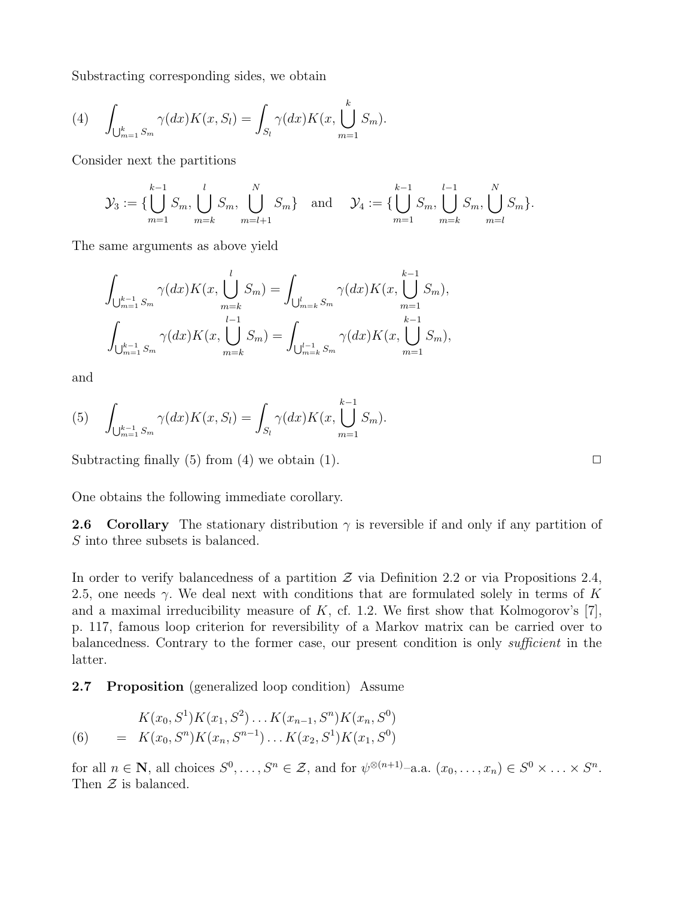Substracting corresponding sides, we obtain

$$(4)\quad \int_{\bigcup_{m=1}^{k} S_m} \gamma(dx) K(x, S_l) = \int_{S_l} \gamma(dx) K(x, \bigcup_{m=1}^{k} S_m).$$

Consider next the partitions

$$\mathcal{Y}_3 := \{\bigcup_{m=1}^{k-1} S_m, \bigcup_{m=k}^{l} S_m, \bigcup_{m=l+1}^{N} S_m\} \quad \text{and} \quad \mathcal{Y}_4 := \{\bigcup_{m=1}^{k-1} S_m, \bigcup_{m=k}^{l-1} S_m, \bigcup_{m=l}^{N} S_m\}.$$

The same arguments as above yield

$$\int_{\bigcup_{m=1}^{k-1} S_m} \gamma(dx) K(x, \bigcup_{m=k}^{l} S_m) = \int_{\bigcup_{m=k}^{l} S_m} \gamma(dx) K(x, \bigcup_{m=1}^{k-1} S_m),$$

$$\int_{\bigcup_{m=1}^{k-1} S_m} \gamma(dx) K(x, \bigcup_{m=k}^{l-1} S_m) = \int_{\bigcup_{m=k}^{l-1} S_m} \gamma(dx) K(x, \bigcup_{m=1}^{k-1} S_m),$$

and

$$(5)\quad \int_{\bigcup_{m=1}^{k-1} S_m} \gamma(dx) K(x, S_l) = \int_{S_l} \gamma(dx) K(x, \bigcup_{m=1}^{k-1} S_m).$$

Subtracting finally (5) from (4) we obtain (1). $\square$

One obtains the following immediate corollary.

**2.6 Corollary** The stationary distribution $\gamma$ is reversible if and only if any partition of $S$ into three subsets is balanced.

In order to verify balancedness of a partition $\mathcal{Z}$ via Definition 2.2 or via Propositions 2.4, 2.5, one needs $\gamma$. We deal next with conditions that are formulated solely in terms of $K$ and a maximal irreducibility measure of $K$, cf. 1.2. We first show that Kolmogorov's [7], p. 117, famous loop criterion for reversibility of a Markov matrix can be carried over to balancedness. Contrary to the former case, our present condition is only *sufficient* in the latter.

**2.7 Proposition** (generalized loop condition) Assume

$$(6)\quad \begin{aligned} & K(x_0, S^1) K(x_1, S^2) \ldots K(x_{n-1}, S^n) K(x_n, S^0) \\ = \; & K(x_0, S^n) K(x_n, S^{n-1}) \ldots K(x_2, S^1) K(x_1, S^0) \end{aligned}$$

for all $n \in \mathbf{N}$, all choices $S^0, \ldots, S^n \in \mathcal{Z}$, and for $\psi^{\otimes(n+1)}$–a.a. $(x_0, \ldots, x_n) \in S^0 \times \ldots \times S^n$. Then $\mathcal{Z}$ is balanced.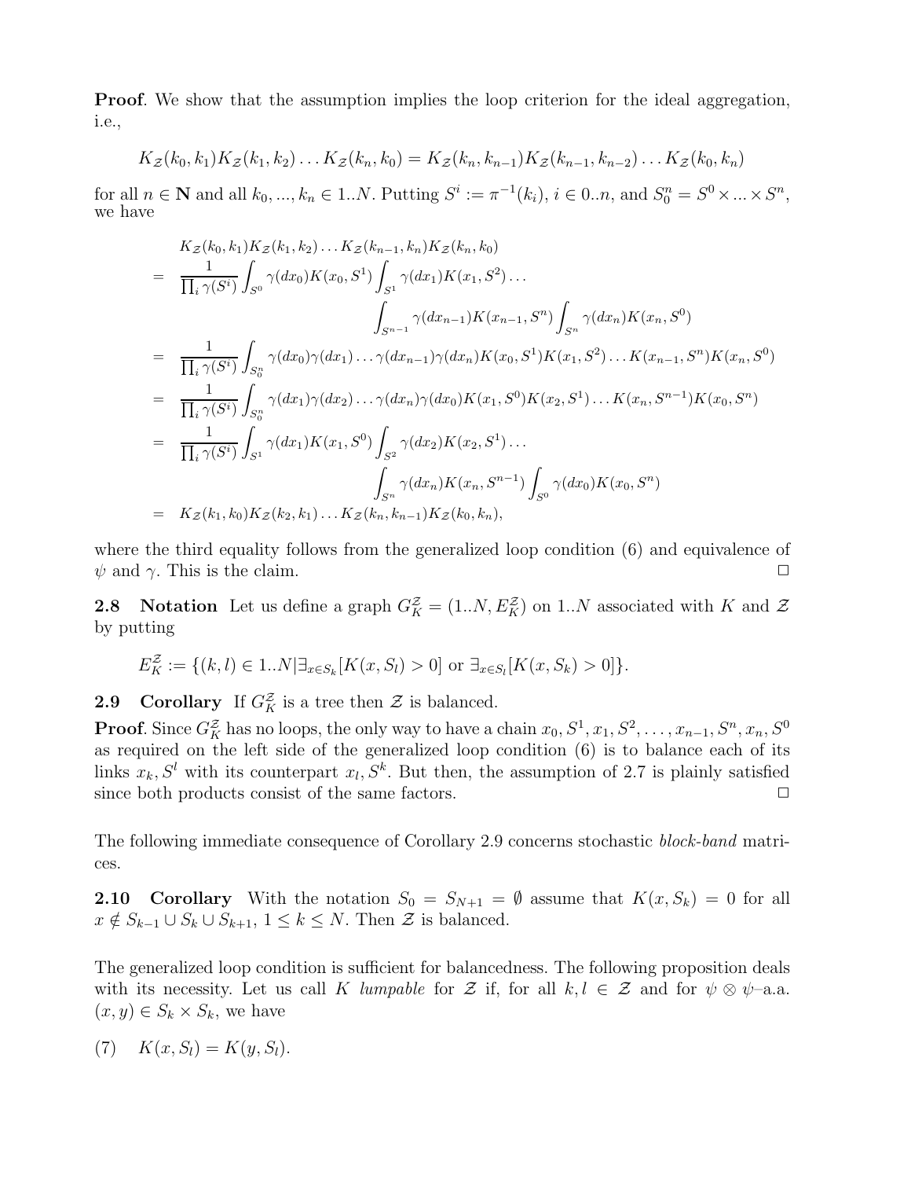**Proof**. We show that the assumption implies the loop criterion for the ideal aggregation, i.e.,

$$K_{\mathcal{Z}}(k_0,k_1)K_{\mathcal{Z}}(k_1,k_2)\dots K_{\mathcal{Z}}(k_n,k_0) = K_{\mathcal{Z}}(k_n,k_{n-1})K_{\mathcal{Z}}(k_{n-1},k_{n-2})\dots K_{\mathcal{Z}}(k_0,k_n)$$

for all $n \in \mathbf{N}$ and all $k_0,...,k_n \in 1..N$. Putting $S^i := \pi^{-1}(k_i)$, $i \in 0..n$, and $S_0^n = S^0 \times ... \times S^n$, we have

$$\begin{aligned}
& K_{\mathcal{Z}}(k_0,k_1)K_{\mathcal{Z}}(k_1,k_2)\dots K_{\mathcal{Z}}(k_{n-1},k_n)K_{\mathcal{Z}}(k_n,k_0) \\
= \;& \frac{1}{\prod_i \gamma(S^i)} \int_{S^0} \gamma(dx_0)K(x_0,S^1) \int_{S^1} \gamma(dx_1)K(x_1,S^2)\dots \\
& \qquad\qquad \int_{S^{n-1}} \gamma(dx_{n-1})K(x_{n-1},S^n) \int_{S^n} \gamma(dx_n)K(x_n,S^0) \\
= \;& \frac{1}{\prod_i \gamma(S^i)} \int_{S_0^n} \gamma(dx_0)\gamma(dx_1)\dots\gamma(dx_{n-1})\gamma(dx_n)K(x_0,S^1)K(x_1,S^2)\dots K(x_{n-1},S^n)K(x_n,S^0) \\
= \;& \frac{1}{\prod_i \gamma(S^i)} \int_{S_0^n} \gamma(dx_1)\gamma(dx_2)\dots\gamma(dx_n)\gamma(dx_0)K(x_1,S^0)K(x_2,S^1)\dots K(x_n,S^{n-1})K(x_0,S^n) \\
= \;& \frac{1}{\prod_i \gamma(S^i)} \int_{S^1} \gamma(dx_1)K(x_1,S^0) \int_{S^2} \gamma(dx_2)K(x_2,S^1)\dots \\
& \qquad\qquad \int_{S^n} \gamma(dx_n)K(x_n,S^{n-1}) \int_{S^0} \gamma(dx_0)K(x_0,S^n) \\
= \;& K_{\mathcal{Z}}(k_1,k_0)K_{\mathcal{Z}}(k_2,k_1)\dots K_{\mathcal{Z}}(k_n,k_{n-1})K_{\mathcal{Z}}(k_0,k_n),
\end{aligned}$$

where the third equality follows from the generalized loop condition (6) and equivalence of $\psi$ and $\gamma$. This is the claim. ◻

**2.8 Notation** Let us define a graph $G_K^{\mathcal{Z}} = (1..N, E_K^{\mathcal{Z}})$ on $1..N$ associated with $K$ and $\mathcal{Z}$ by putting

$$E_K^{\mathcal{Z}} := \{(k,l) \in 1..N | \exists_{x \in S_k}[K(x,S_l) > 0] \text{ or } \exists_{x \in S_l}[K(x,S_k) > 0]\}.$$

**2.9 Corollary** If $G_K^{\mathcal{Z}}$ is a tree then $\mathcal{Z}$ is balanced.

**Proof**. Since $G_K^{\mathcal{Z}}$ has no loops, the only way to have a chain $x_0, S^1, x_1, S^2, \dots, x_{n-1}, S^n, x_n, S^0$ as required on the left side of the generalized loop condition (6) is to balance each of its links $x_k, S^l$ with its counterpart $x_l, S^k$. But then, the assumption of 2.7 is plainly satisfied since both products consist of the same factors. ◻

The following immediate consequence of Corollary 2.9 concerns stochastic *block-band* matrices.

**2.10 Corollary** With the notation $S_0 = S_{N+1} = \emptyset$ assume that $K(x,S_k) = 0$ for all $x \notin S_{k-1} \cup S_k \cup S_{k+1}$, $1 \le k \le N$. Then $\mathcal{Z}$ is balanced.

The generalized loop condition is sufficient for balancedness. The following proposition deals with its necessity. Let us call $K$ *lumpable* for $\mathcal{Z}$ if, for all $k,l \in \mathcal{Z}$ and for $\psi \otimes \psi$–a.a. $(x,y) \in S_k \times S_k$, we have

(7) $\quad K(x,S_l) = K(y,S_l).$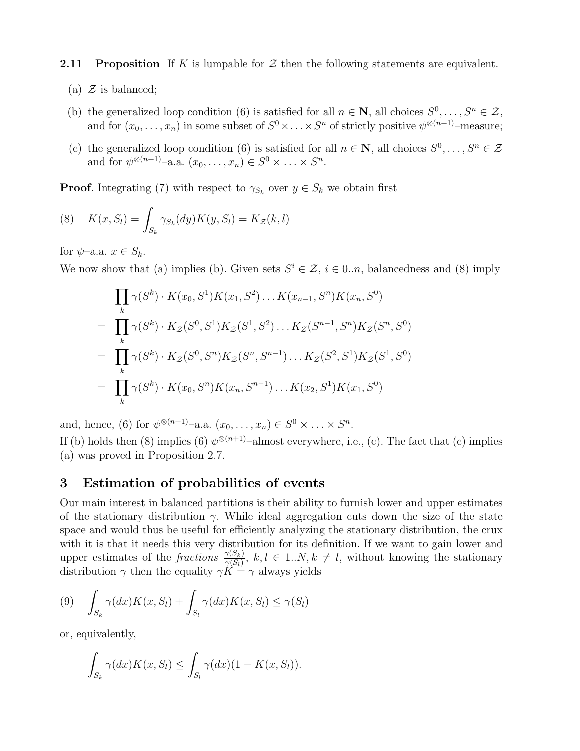**2.11 Proposition** If $K$ is lumpable for $\mathcal{Z}$ then the following statements are equivalent.

(a) $\mathcal{Z}$ is balanced;

(b) the generalized loop condition (6) is satisfied for all $n \in \mathbf{N}$, all choices $S^0, \ldots, S^n \in \mathcal{Z}$, and for $(x_0, \ldots, x_n)$ in some subset of $S^0 \times \ldots \times S^n$ of strictly positive $\psi^{\otimes(n+1)}$–measure;

(c) the generalized loop condition (6) is satisfied for all $n \in \mathbf{N}$, all choices $S^0, \ldots, S^n \in \mathcal{Z}$ and for $\psi^{\otimes(n+1)}$–a.a. $(x_0, \ldots, x_n) \in S^0 \times \ldots \times S^n$.

**Proof**. Integrating (7) with respect to $\gamma_{S_k}$ over $y \in S_k$ we obtain first

$$(8) \quad K(x, S_l) = \int_{S_k} \gamma_{S_k}(dy) K(y, S_l) = K_{\mathcal{Z}}(k, l)$$

for $\psi$–a.a. $x \in S_k$.

We now show that (a) implies (b). Given sets $S^i \in \mathcal{Z}$, $i \in 0..n$, balancedness and (8) imply

$$\begin{aligned}
& \prod_k \gamma(S^k) \cdot K(x_0, S^1) K(x_1, S^2) \ldots K(x_{n-1}, S^n) K(x_n, S^0) \\
= & \prod_k \gamma(S^k) \cdot K_{\mathcal{Z}}(S^0, S^1) K_{\mathcal{Z}}(S^1, S^2) \ldots K_{\mathcal{Z}}(S^{n-1}, S^n) K_{\mathcal{Z}}(S^n, S^0) \\
= & \prod_k \gamma(S^k) \cdot K_{\mathcal{Z}}(S^0, S^n) K_{\mathcal{Z}}(S^n, S^{n-1}) \ldots K_{\mathcal{Z}}(S^2, S^1) K_{\mathcal{Z}}(S^1, S^0) \\
= & \prod_k \gamma(S^k) \cdot K(x_0, S^n) K(x_n, S^{n-1}) \ldots K(x_2, S^1) K(x_1, S^0)
\end{aligned}$$

and, hence, (6) for $\psi^{\otimes(n+1)}$–a.a. $(x_0, \ldots, x_n) \in S^0 \times \ldots \times S^n$.

If (b) holds then (8) implies (6) $\psi^{\otimes(n+1)}$–almost everywhere, i.e., (c). The fact that (c) implies (a) was proved in Proposition 2.7.

## 3 Estimation of probabilities of events

Our main interest in balanced partitions is their ability to furnish lower and upper estimates of the stationary distribution $\gamma$. While ideal aggregation cuts down the size of the state space and would thus be useful for efficiently analyzing the stationary distribution, the crux with it is that it needs this very distribution for its definition. If we want to gain lower and upper estimates of the *fractions* $\frac{\gamma(S_k)}{\gamma(S_l)}$, $k, l \in 1..N, k \neq l$, without knowing the stationary distribution $\gamma$ then the equality $\gamma K = \gamma$ always yields

$$(9) \quad \int_{S_k} \gamma(dx) K(x, S_l) + \int_{S_l} \gamma(dx) K(x, S_l) \leq \gamma(S_l)$$

or, equivalently,

$$\int_{S_k} \gamma(dx) K(x, S_l) \leq \int_{S_l} \gamma(dx)(1 - K(x, S_l)).$$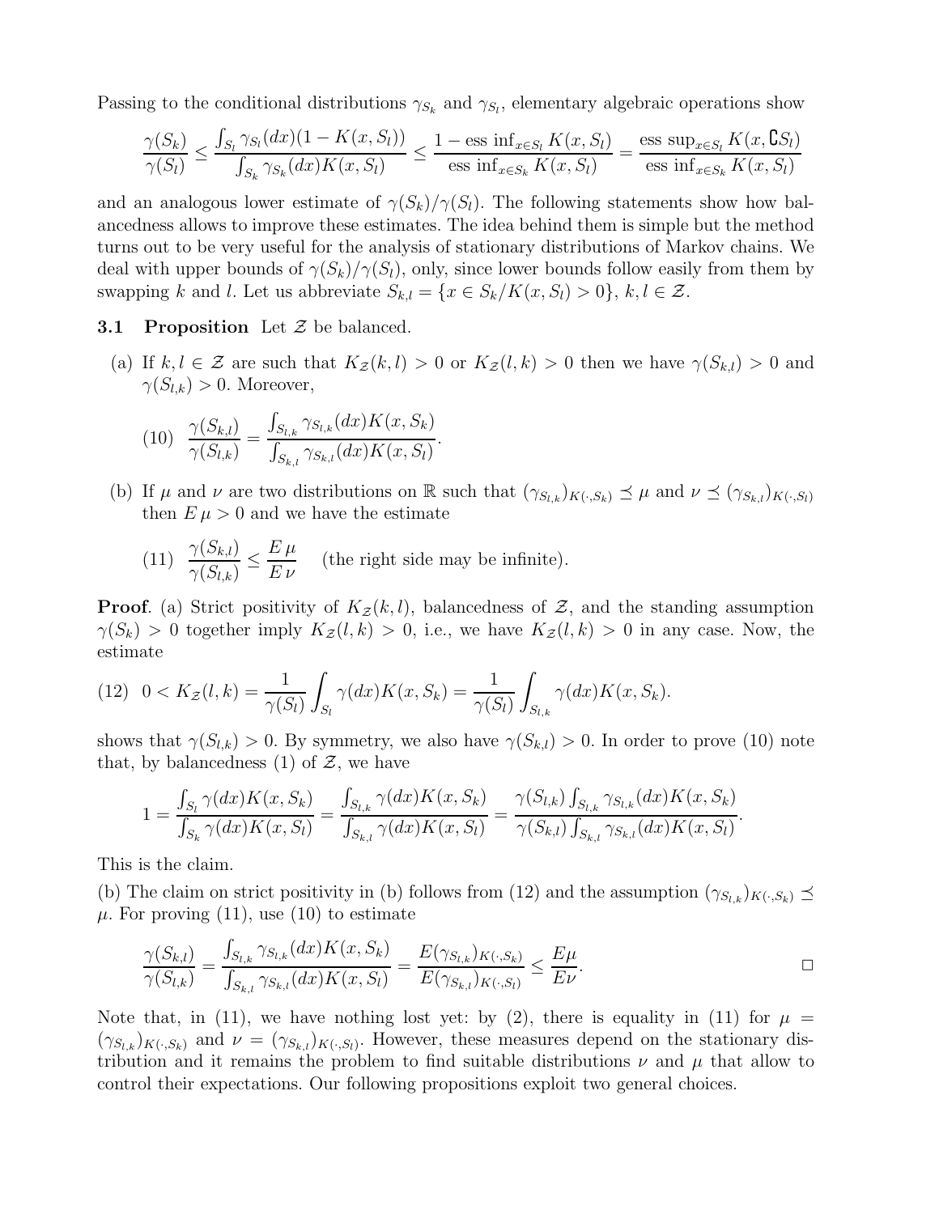Passing to the conditional distributions $\gamma_{S_k}$ and $\gamma_{S_l}$, elementary algebraic operations show

$$\frac{\gamma(S_k)}{\gamma(S_l)} \le \frac{\int_{S_l} \gamma_{S_l}(dx)(1-K(x,S_l))}{\int_{S_k} \gamma_{S_k}(dx)K(x,S_l)} \le \frac{1 - \text{ess inf}_{x\in S_l} K(x,S_l)}{\text{ess inf}_{x\in S_k} K(x,S_l)} = \frac{\text{ess sup}_{x\in S_l} K(x,\complement S_l)}{\text{ess inf}_{x\in S_k} K(x,S_l)}$$

and an analogous lower estimate of $\gamma(S_k)/\gamma(S_l)$. The following statements show how balancedness allows to improve these estimates. The idea behind them is simple but the method turns out to be very useful for the analysis of stationary distributions of Markov chains. We deal with upper bounds of $\gamma(S_k)/\gamma(S_l)$, only, since lower bounds follow easily from them by swapping $k$ and $l$. Let us abbreviate $S_{k,l} = \{x \in S_k / K(x,S_l) > 0\}$, $k,l \in \mathcal{Z}$.

**3.1 Proposition** Let $\mathcal{Z}$ be balanced.

(a) If $k,l \in \mathcal{Z}$ are such that $K_{\mathcal{Z}}(k,l) > 0$ or $K_{\mathcal{Z}}(l,k) > 0$ then we have $\gamma(S_{k,l}) > 0$ and $\gamma(S_{l,k}) > 0$. Moreover,

$$(10)\quad \frac{\gamma(S_{k,l})}{\gamma(S_{l,k})} = \frac{\int_{S_{l,k}} \gamma_{S_{l,k}}(dx)K(x,S_k)}{\int_{S_{k,l}} \gamma_{S_{k,l}}(dx)K(x,S_l)}.$$

(b) If $\mu$ and $\nu$ are two distributions on $\mathbb{R}$ such that $(\gamma_{S_{l,k}})_{K(\cdot,S_k)} \preceq \mu$ and $\nu \preceq (\gamma_{S_{k,l}})_{K(\cdot,S_l)}$ then $E\,\mu > 0$ and we have the estimate

$$(11)\quad \frac{\gamma(S_{k,l})}{\gamma(S_{l,k})} \le \frac{E\,\mu}{E\,\nu} \quad \text{(the right side may be infinite).}$$

**Proof**. (a) Strict positivity of $K_{\mathcal{Z}}(k,l)$, balancedness of $\mathcal{Z}$, and the standing assumption $\gamma(S_k) > 0$ together imply $K_{\mathcal{Z}}(l,k) > 0$, i.e., we have $K_{\mathcal{Z}}(l,k) > 0$ in any case. Now, the estimate

$$(12)\quad 0 < K_{\mathcal{Z}}(l,k) = \frac{1}{\gamma(S_l)}\int_{S_l} \gamma(dx)K(x,S_k) = \frac{1}{\gamma(S_l)}\int_{S_{l,k}} \gamma(dx)K(x,S_k).$$

shows that $\gamma(S_{l,k}) > 0$. By symmetry, we also have $\gamma(S_{k,l}) > 0$. In order to prove (10) note that, by balancedness (1) of $\mathcal{Z}$, we have

$$1 = \frac{\int_{S_l} \gamma(dx)K(x,S_k)}{\int_{S_k} \gamma(dx)K(x,S_l)} = \frac{\int_{S_{l,k}} \gamma(dx)K(x,S_k)}{\int_{S_{k,l}} \gamma(dx)K(x,S_l)} = \frac{\gamma(S_{l,k})\int_{S_{l,k}} \gamma_{S_{l,k}}(dx)K(x,S_k)}{\gamma(S_{k,l})\int_{S_{k,l}} \gamma_{S_{k,l}}(dx)K(x,S_l)}.$$

This is the claim.

(b) The claim on strict positivity in (b) follows from (12) and the assumption $(\gamma_{S_{l,k}})_{K(\cdot,S_k)} \preceq \mu$. For proving (11), use (10) to estimate

$$\frac{\gamma(S_{k,l})}{\gamma(S_{l,k})} = \frac{\int_{S_{l,k}} \gamma_{S_{l,k}}(dx)K(x,S_k)}{\int_{S_{k,l}} \gamma_{S_{k,l}}(dx)K(x,S_l)} = \frac{E(\gamma_{S_{l,k}})_{K(\cdot,S_k)}}{E(\gamma_{S_{k,l}})_{K(\cdot,S_l)}} \le \frac{E\mu}{E\nu}. \qquad \square$$

Note that, in (11), we have nothing lost yet: by (2), there is equality in (11) for $\mu = (\gamma_{S_{l,k}})_{K(\cdot,S_k)}$ and $\nu = (\gamma_{S_{k,l}})_{K(\cdot,S_l)}$. However, these measures depend on the stationary distribution and it remains the problem to find suitable distributions $\nu$ and $\mu$ that allow to control their expectations. Our following propositions exploit two general choices.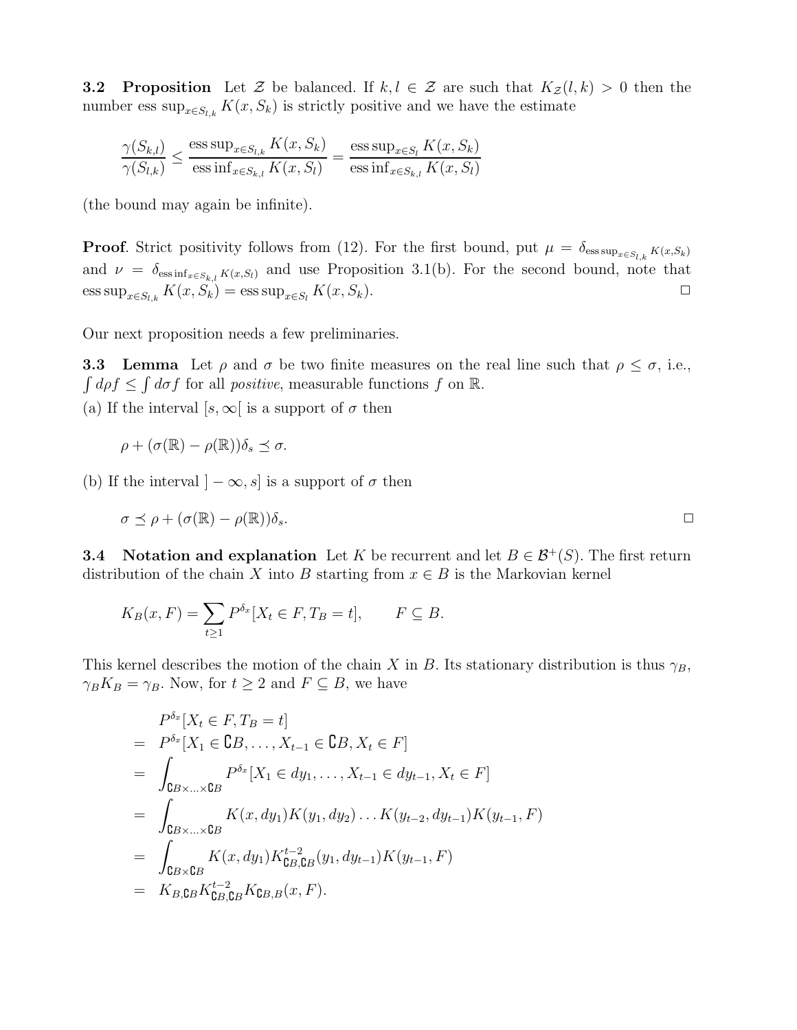**3.2 Proposition** Let $\mathcal{Z}$ be balanced. If $k, l \in \mathcal{Z}$ are such that $K_{\mathcal{Z}}(l,k) > 0$ then the number $\operatorname{ess\,sup}_{x \in S_{l,k}} K(x, S_k)$ is strictly positive and we have the estimate

$$\frac{\gamma(S_{k,l})}{\gamma(S_{l,k})} \leq \frac{\operatorname{ess\,sup}_{x \in S_{l,k}} K(x, S_k)}{\operatorname{ess\,inf}_{x \in S_{k,l}} K(x, S_l)} = \frac{\operatorname{ess\,sup}_{x \in S_l} K(x, S_k)}{\operatorname{ess\,inf}_{x \in S_{k,l}} K(x, S_l)}$$

(the bound may again be infinite).

**Proof**. Strict positivity follows from (12). For the first bound, put $\mu = \delta_{\operatorname{ess\,sup}_{x \in S_{l,k}} K(x,S_k)}$ and $\nu = \delta_{\operatorname{ess\,inf}_{x \in S_{k,l}} K(x,S_l)}$ and use Proposition 3.1(b). For the second bound, note that $\operatorname{ess\,sup}_{x \in S_{l,k}} K(x, S_k) = \operatorname{ess\,sup}_{x \in S_l} K(x, S_k)$. □

Our next proposition needs a few preliminaries.

**3.3 Lemma** Let $\rho$ and $\sigma$ be two finite measures on the real line such that $\rho \leq \sigma$, i.e., $\int d\rho f \leq \int d\sigma f$ for all *positive*, measurable functions $f$ on $\mathbb{R}$.

(a) If the interval $[s, \infty[$ is a support of $\sigma$ then

$$\rho + (\sigma(\mathbb{R}) - \rho(\mathbb{R}))\delta_s \preceq \sigma.$$

(b) If the interval $]-\infty, s]$ is a support of $\sigma$ then

$$\sigma \preceq \rho + (\sigma(\mathbb{R}) - \rho(\mathbb{R}))\delta_s.$$

□

**3.4 Notation and explanation** Let $K$ be recurrent and let $B \in \mathcal{B}^+(S)$. The first return distribution of the chain $X$ into $B$ starting from $x \in B$ is the Markovian kernel

$$K_B(x, F) = \sum_{t \geq 1} P^{\delta_x}[X_t \in F, T_B = t], \qquad F \subseteq B.$$

This kernel describes the motion of the chain $X$ in $B$. Its stationary distribution is thus $\gamma_B$, $\gamma_B K_B = \gamma_B$. Now, for $t \geq 2$ and $F \subseteq B$, we have

$$\begin{aligned}
& P^{\delta_x}[X_t \in F, T_B = t] \\
= \; & P^{\delta_x}[X_1 \in \complement B, \ldots, X_{t-1} \in \complement B, X_t \in F] \\
= \; & \int_{\complement B \times \ldots \times \complement B} P^{\delta_x}[X_1 \in dy_1, \ldots, X_{t-1} \in dy_{t-1}, X_t \in F] \\
= \; & \int_{\complement B \times \ldots \times \complement B} K(x, dy_1) K(y_1, dy_2) \ldots K(y_{t-2}, dy_{t-1}) K(y_{t-1}, F) \\
= \; & \int_{\complement B \times \complement B} K(x, dy_1) K^{t-2}_{\complement B, \complement B}(y_1, dy_{t-1}) K(y_{t-1}, F) \\
= \; & K_{B, \complement B} K^{t-2}_{\complement B, \complement B} K_{\complement B, B}(x, F).
\end{aligned}$$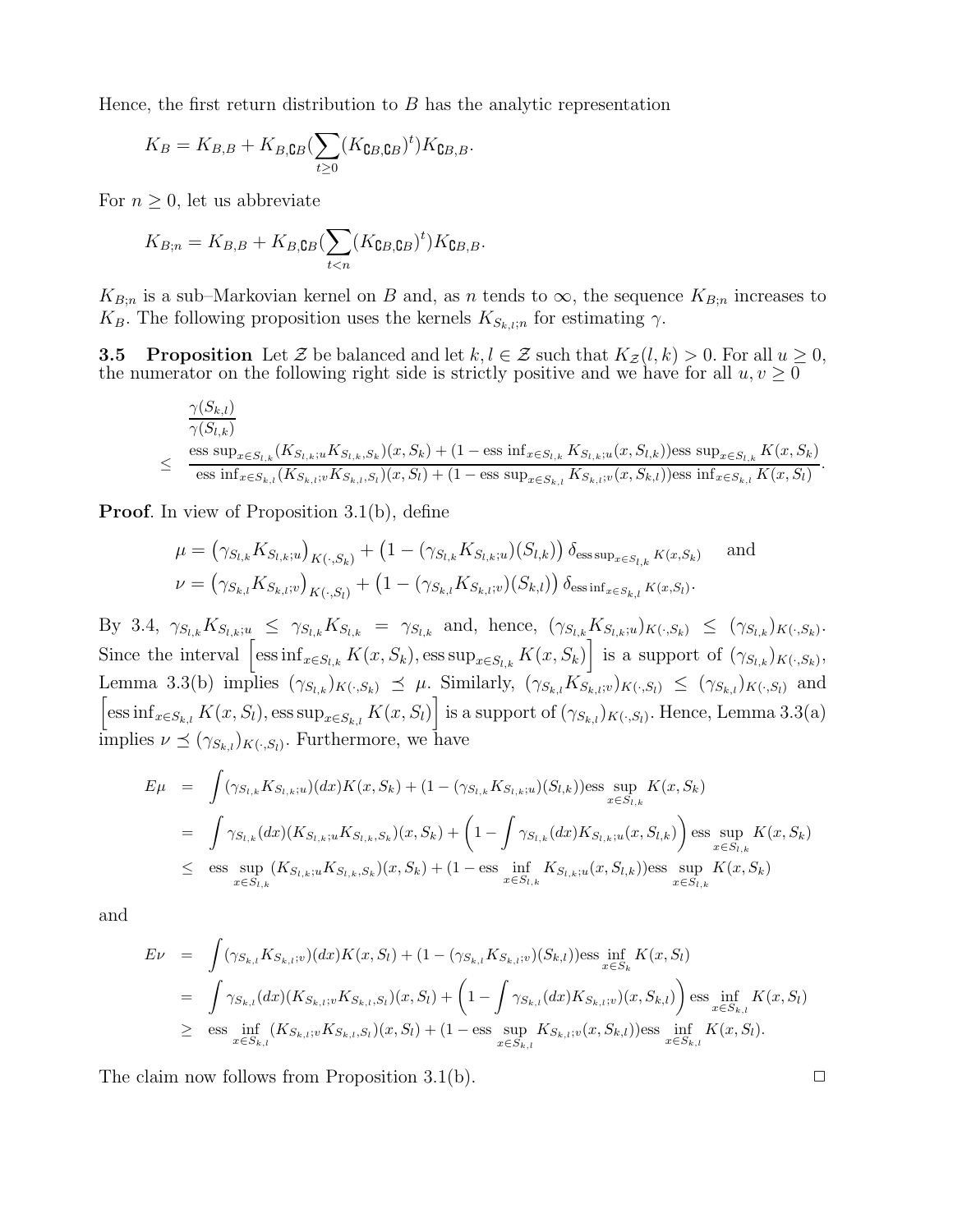Hence, the first return distribution to $B$ has the analytic representation

$$K_B = K_{B,B} + K_{B,\complement B}(\sum_{t\geq 0}(K_{\complement B,\complement B})^t)K_{\complement B,B}.$$

For $n \geq 0$, let us abbreviate

$$K_{B;n} = K_{B,B} + K_{B,\complement B}(\sum_{t<n}(K_{\complement B,\complement B})^t)K_{\complement B,B}.$$

$K_{B;n}$ is a sub–Markovian kernel on $B$ and, as $n$ tends to $\infty$, the sequence $K_{B;n}$ increases to $K_B$. The following proposition uses the kernels $K_{S_{k,l};n}$ for estimating $\gamma$.

**3.5 Proposition** Let $\mathcal{Z}$ be balanced and let $k, l \in \mathcal{Z}$ such that $K_{\mathcal{Z}}(l,k) > 0$. For all $u \geq 0$, the numerator on the following right side is strictly positive and we have for all $u, v \geq 0$

$$\begin{aligned}
&\frac{\gamma(S_{k,l})}{\gamma(S_{l,k})} \\
\leq\ & \frac{\text{ess sup}_{x\in S_{l,k}}(K_{S_{l,k};u}K_{S_{l,k},S_k})(x,S_k) + (1 - \text{ess inf}_{x\in S_{l,k}} K_{S_{l,k};u}(x,S_{l,k}))\text{ess sup}_{x\in S_{l,k}} K(x,S_k)}{\text{ess inf}_{x\in S_{k,l}}(K_{S_{k,l};v}K_{S_{k,l},S_l})(x,S_l) + (1 - \text{ess sup}_{x\in S_{k,l}} K_{S_{k,l};v}(x,S_{k,l}))\text{ess inf}_{x\in S_{k,l}} K(x,S_l)}.
\end{aligned}$$

**Proof**. In view of Proposition 3.1(b), define

$$\begin{aligned}
\mu &= \left(\gamma_{S_{l,k}}K_{S_{l,k};u}\right)_{K(\cdot,S_k)} + \left(1 - (\gamma_{S_{l,k}}K_{S_{l,k};u})(S_{l,k})\right)\delta_{\text{ess sup}_{x\in S_{l,k}} K(x,S_k)} \quad \text{and} \\
\nu &= \left(\gamma_{S_{k,l}}K_{S_{k,l};v}\right)_{K(\cdot,S_l)} + \left(1 - (\gamma_{S_{k,l}}K_{S_{k,l};v})(S_{k,l})\right)\delta_{\text{ess inf}_{x\in S_{k,l}} K(x,S_l)}.
\end{aligned}$$

By 3.4, $\gamma_{S_{l,k}}K_{S_{l,k};u} \leq \gamma_{S_{l,k}}K_{S_{l,k}} = \gamma_{S_{l,k}}$ and, hence, $(\gamma_{S_{l,k}}K_{S_{l,k};u})_{K(\cdot,S_k)} \leq (\gamma_{S_{l,k}})_{K(\cdot,S_k)}$. Since the interval $\left[\text{ess inf}_{x\in S_{l,k}} K(x,S_k), \text{ess sup}_{x\in S_{l,k}} K(x,S_k)\right]$ is a support of $(\gamma_{S_{l,k}})_{K(\cdot,S_k)}$, Lemma 3.3(b) implies $(\gamma_{S_{l,k}})_{K(\cdot,S_k)} \preceq \mu$. Similarly, $(\gamma_{S_{k,l}}K_{S_{k,l};v})_{K(\cdot,S_l)} \leq (\gamma_{S_{k,l}})_{K(\cdot,S_l)}$ and $\left[\text{ess inf}_{x\in S_{k,l}} K(x,S_l), \text{ess sup}_{x\in S_{k,l}} K(x,S_l)\right]$ is a support of $(\gamma_{S_{k,l}})_{K(\cdot,S_l)}$. Hence, Lemma 3.3(a) implies $\nu \preceq (\gamma_{S_{k,l}})_{K(\cdot,S_l)}$. Furthermore, we have

$$\begin{aligned}
E\mu &= \int(\gamma_{S_{l,k}}K_{S_{l,k};u})(dx)K(x,S_k) + (1 - (\gamma_{S_{l,k}}K_{S_{l,k};u})(S_{l,k}))\text{ess}\sup_{x\in S_{l,k}} K(x,S_k) \\
&= \int \gamma_{S_{l,k}}(dx)(K_{S_{l,k};u}K_{S_{l,k},S_k})(x,S_k) + \left(1 - \int \gamma_{S_{l,k}}(dx)K_{S_{l,k};u}(x,S_{l,k})\right)\text{ess}\sup_{x\in S_{l,k}} K(x,S_k) \\
&\leq \text{ess}\sup_{x\in S_{l,k}}(K_{S_{l,k};u}K_{S_{l,k},S_k})(x,S_k) + (1 - \text{ess}\inf_{x\in S_{l,k}} K_{S_{l,k};u}(x,S_{l,k}))\text{ess}\sup_{x\in S_{l,k}} K(x,S_k)
\end{aligned}$$

and

$$\begin{aligned}
E\nu &= \int(\gamma_{S_{k,l}}K_{S_{k,l};v})(dx)K(x,S_l) + (1 - (\gamma_{S_{k,l}}K_{S_{k,l};v})(S_{k,l}))\text{ess}\inf_{x\in S_k} K(x,S_l) \\
&= \int \gamma_{S_{k,l}}(dx)(K_{S_{k,l};v}K_{S_{k,l},S_l})(x,S_l) + \left(1 - \int \gamma_{S_{k,l}}(dx)K_{S_{k,l};v})(x,S_{k,l})\right)\text{ess}\inf_{x\in S_{k,l}} K(x,S_l) \\
&\geq \text{ess}\inf_{x\in S_{k,l}}(K_{S_{k,l};v}K_{S_{k,l},S_l})(x,S_l) + (1 - \text{ess}\sup_{x\in S_{k,l}} K_{S_{k,l};v}(x,S_{k,l}))\text{ess}\inf_{x\in S_{k,l}} K(x,S_l).
\end{aligned}$$

The claim now follows from Proposition 3.1(b). $\Box$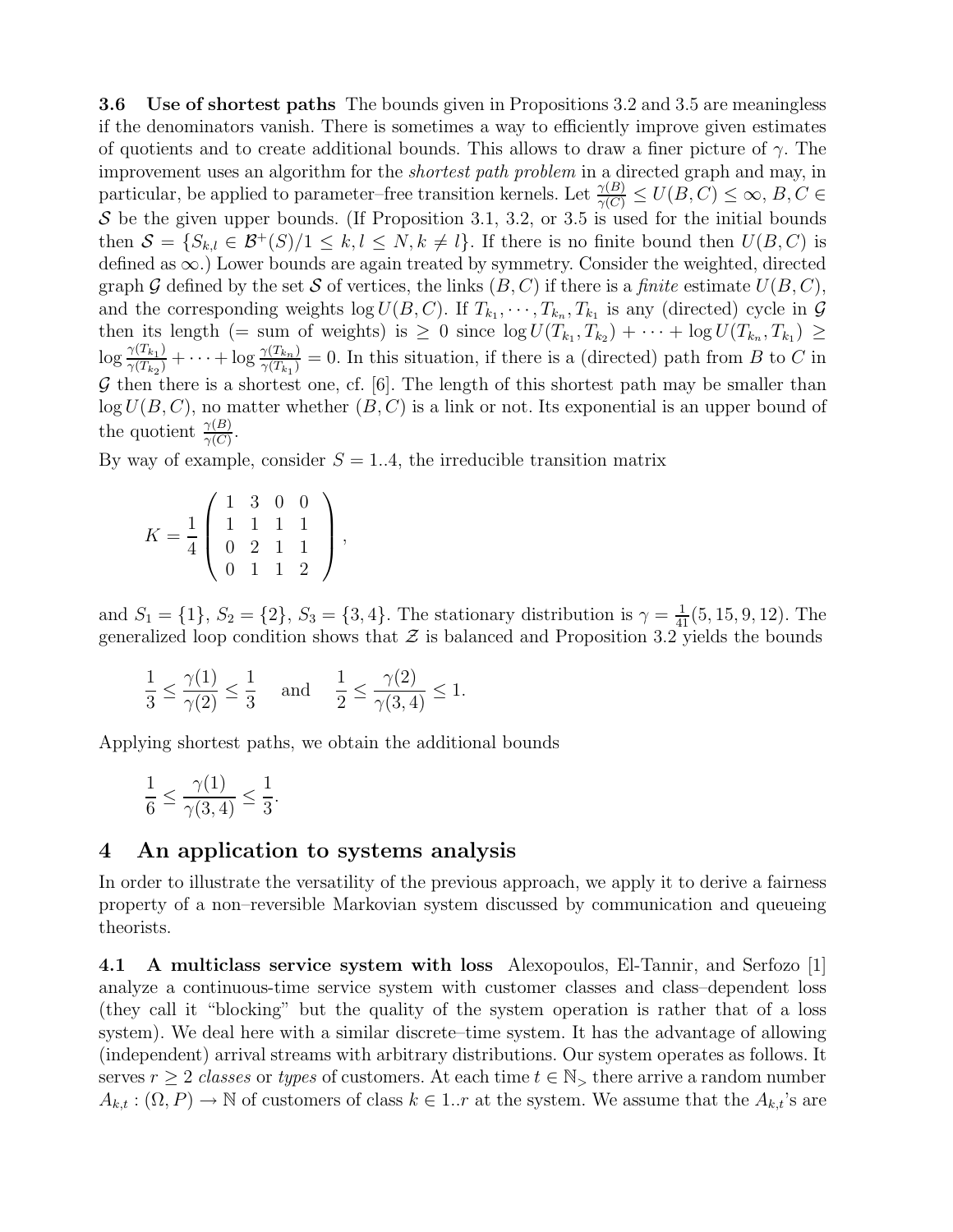**3.6 Use of shortest paths** The bounds given in Propositions 3.2 and 3.5 are meaningless if the denominators vanish. There is sometimes a way to efficiently improve given estimates of quotients and to create additional bounds. This allows to draw a finer picture of $\gamma$. The improvement uses an algorithm for the *shortest path problem* in a directed graph and may, in particular, be applied to parameter–free transition kernels. Let $\frac{\gamma(B)}{\gamma(C)} \leq U(B,C) \leq \infty$, $B, C \in \mathcal{S}$ be the given upper bounds. (If Proposition 3.1, 3.2, or 3.5 is used for the initial bounds then $\mathcal{S} = \{S_{k,l} \in \mathcal{B}^+(S)/1 \leq k, l \leq N, k \neq l\}$. If there is no finite bound then $U(B,C)$ is defined as $\infty$.) Lower bounds are again treated by symmetry. Consider the weighted, directed graph $\mathcal{G}$ defined by the set $\mathcal{S}$ of vertices, the links $(B,C)$ if there is a *finite* estimate $U(B,C)$, and the corresponding weights $\log U(B,C)$. If $T_{k_1}, \cdots, T_{k_n}, T_{k_1}$ is any (directed) cycle in $\mathcal{G}$ then its length (= sum of weights) is $\geq 0$ since $\log U(T_{k_1}, T_{k_2}) + \cdots + \log U(T_{k_n}, T_{k_1}) \geq \log \frac{\gamma(T_{k_1})}{\gamma(T_{k_2})} + \cdots + \log \frac{\gamma(T_{k_n})}{\gamma(T_{k_1})} = 0$. In this situation, if there is a (directed) path from $B$ to $C$ in $\mathcal{G}$ then there is a shortest one, cf. [6]. The length of this shortest path may be smaller than $\log U(B,C)$, no matter whether $(B,C)$ is a link or not. Its exponential is an upper bound of the quotient $\frac{\gamma(B)}{\gamma(C)}$.

By way of example, consider $S = 1..4$, the irreducible transition matrix

$$K = \frac{1}{4} \begin{pmatrix} 1 & 3 & 0 & 0 \\ 1 & 1 & 1 & 1 \\ 0 & 2 & 1 & 1 \\ 0 & 1 & 1 & 2 \end{pmatrix},$$

and $S_1 = \{1\}$, $S_2 = \{2\}$, $S_3 = \{3,4\}$. The stationary distribution is $\gamma = \frac{1}{41}(5, 15, 9, 12)$. The generalized loop condition shows that $\mathcal{Z}$ is balanced and Proposition 3.2 yields the bounds

$$\frac{1}{3} \leq \frac{\gamma(1)}{\gamma(2)} \leq \frac{1}{3} \quad \text{and} \quad \frac{1}{2} \leq \frac{\gamma(2)}{\gamma(3,4)} \leq 1.$$

Applying shortest paths, we obtain the additional bounds

$$\frac{1}{6} \leq \frac{\gamma(1)}{\gamma(3,4)} \leq \frac{1}{3}.$$

# 4 An application to systems analysis

In order to illustrate the versatility of the previous approach, we apply it to derive a fairness property of a non–reversible Markovian system discussed by communication and queueing theorists.

**4.1 A multiclass service system with loss** Alexopoulos, El-Tannir, and Serfozo [1] analyze a continuous-time service system with customer classes and class–dependent loss (they call it "blocking" but the quality of the system operation is rather that of a loss system). We deal here with a similar discrete–time system. It has the advantage of allowing (independent) arrival streams with arbitrary distributions. Our system operates as follows. It serves $r \geq 2$ *classes* or *types* of customers. At each time $t \in \mathbb{N}_>$ there arrive a random number $A_{k,t} : (\Omega, P) \to \mathbb{N}$ of customers of class $k \in 1..r$ at the system. We assume that the $A_{k,t}$'s are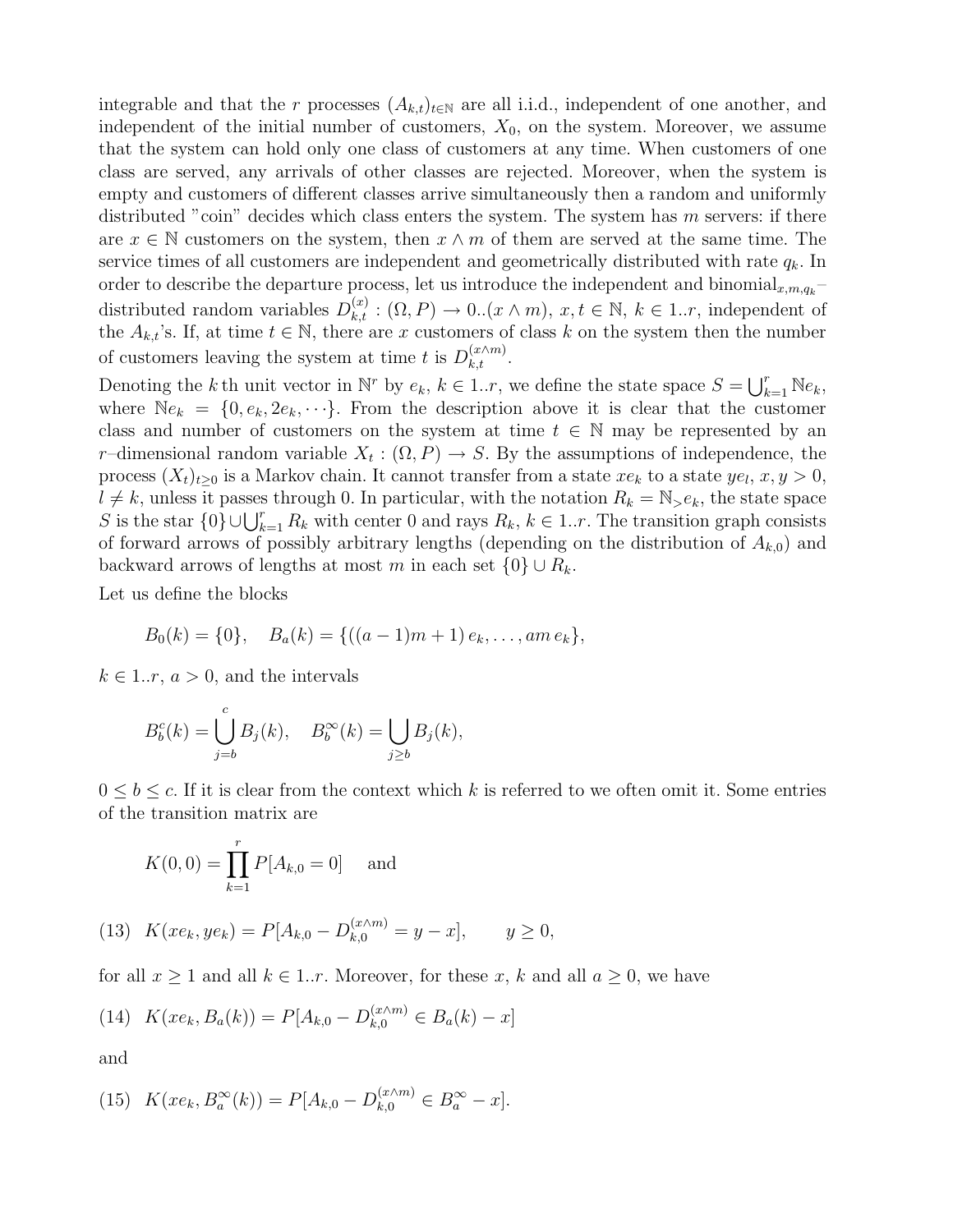integrable and that the $r$ processes $(A_{k,t})_{t\in\mathbb{N}}$ are all i.i.d., independent of one another, and independent of the initial number of customers, $X_0$, on the system. Moreover, we assume that the system can hold only one class of customers at any time. When customers of one class are served, any arrivals of other classes are rejected. Moreover, when the system is empty and customers of different classes arrive simultaneously then a random and uniformly distributed "coin" decides which class enters the system. The system has $m$ servers: if there are $x \in \mathbb{N}$ customers on the system, then $x \wedge m$ of them are served at the same time. The service times of all customers are independent and geometrically distributed with rate $q_k$. In order to describe the departure process, let us introduce the independent and binomial$_{x,m,q_k}$–distributed random variables $D_{k,t}^{(x)} : (\Omega, P) \to 0..(x \wedge m)$, $x, t \in \mathbb{N}$, $k \in 1..r$, independent of the $A_{k,t}$'s. If, at time $t \in \mathbb{N}$, there are $x$ customers of class $k$ on the system then the number of customers leaving the system at time $t$ is $D_{k,t}^{(x\wedge m)}$.

Denoting the $k$th unit vector in $\mathbb{N}^r$ by $e_k$, $k \in 1..r$, we define the state space $S = \bigcup_{k=1}^r \mathbb{N}e_k$, where $\mathbb{N}e_k = \{0, e_k, 2e_k, \cdots\}$. From the description above it is clear that the customer class and number of customers on the system at time $t \in \mathbb{N}$ may be represented by an $r$–dimensional random variable $X_t : (\Omega, P) \to S$. By the assumptions of independence, the process $(X_t)_{t\geq 0}$ is a Markov chain. It cannot transfer from a state $xe_k$ to a state $ye_l$, $x, y > 0$, $l \neq k$, unless it passes through 0. In particular, with the notation $R_k = \mathbb{N}_> e_k$, the state space $S$ is the star $\{0\} \cup \bigcup_{k=1}^r R_k$ with center 0 and rays $R_k$, $k \in 1..r$. The transition graph consists of forward arrows of possibly arbitrary lengths (depending on the distribution of $A_{k,0}$) and backward arrows of lengths at most $m$ in each set $\{0\} \cup R_k$.

Let us define the blocks

$$B_0(k) = \{0\}, \quad B_a(k) = \{((a-1)m+1)\, e_k, \ldots, am\, e_k\},$$

$k \in 1..r$, $a > 0$, and the intervals

$$B_b^c(k) = \bigcup_{j=b}^{c} B_j(k), \quad B_b^\infty(k) = \bigcup_{j\geq b} B_j(k),$$

$0 \leq b \leq c$. If it is clear from the context which $k$ is referred to we often omit it. Some entries of the transition matrix are

$$K(0,0) = \prod_{k=1}^r P[A_{k,0} = 0] \quad \text{and}$$

$$(13) \quad K(xe_k, ye_k) = P[A_{k,0} - D_{k,0}^{(x\wedge m)} = y - x], \qquad y \geq 0,$$

for all $x \geq 1$ and all $k \in 1..r$. Moreover, for these $x$, $k$ and all $a \geq 0$, we have

$$(14) \quad K(xe_k, B_a(k)) = P[A_{k,0} - D_{k,0}^{(x\wedge m)} \in B_a(k) - x]$$

and

$$(15) \quad K(xe_k, B_a^\infty(k)) = P[A_{k,0} - D_{k,0}^{(x\wedge m)} \in B_a^\infty - x].$$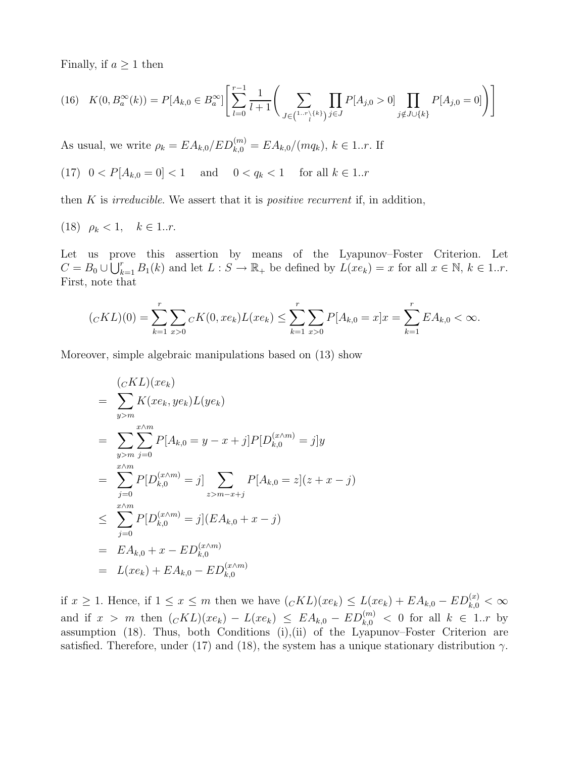Finally, if $a \geq 1$ then

$$
(16) \quad K(0, B_a^\infty(k)) = P[A_{k,0} \in B_a^\infty] \left[ \sum_{l=0}^{r-1} \frac{1}{l+1} \left( \sum_{J \in \binom{1..r \setminus \{k\}}{l}} \prod_{j \in J} P[A_{j,0} > 0] \prod_{j \notin J \cup \{k\}} P[A_{j,0} = 0] \right) \right]
$$

As usual, we write $\rho_k = EA_{k,0}/ED_{k,0}^{(m)} = EA_{k,0}/(mq_k)$, $k \in 1..r$. If

$$
(17) \quad 0 < P[A_{k,0} = 0] < 1 \quad \text{and} \quad 0 < q_k < 1 \quad \text{for all } k \in 1..r
$$

then $K$ is *irreducible*. We assert that it is *positive recurrent* if, in addition,

$$
(18) \quad \rho_k < 1, \quad k \in 1..r.
$$

Let us prove this assertion by means of the Lyapunov–Foster Criterion. Let $C = B_0 \cup \bigcup_{k=1}^r B_1(k)$ and let $L : S \to \mathbb{R}_+$ be defined by $L(xe_k) = x$ for all $x \in \mathbb{N}$, $k \in 1..r$. First, note that

$$
({}_CKL)(0) = \sum_{k=1}^r \sum_{x>0} {}_CK(0, xe_k)L(xe_k) \leq \sum_{k=1}^r \sum_{x>0} P[A_{k,0} = x]x = \sum_{k=1}^r EA_{k,0} < \infty.
$$

Moreover, simple algebraic manipulations based on (13) show

$$
\begin{aligned}
& ({}_CKL)(xe_k) \\
= & \sum_{y>m} K(xe_k, ye_k)L(ye_k) \\
= & \sum_{y>m} \sum_{j=0}^{x \wedge m} P[A_{k,0} = y - x + j] P[D_{k,0}^{(x \wedge m)} = j] y \\
= & \sum_{j=0}^{x \wedge m} P[D_{k,0}^{(x \wedge m)} = j] \sum_{z > m-x+j} P[A_{k,0} = z](z + x - j) \\
\leq & \sum_{j=0}^{x \wedge m} P[D_{k,0}^{(x \wedge m)} = j](EA_{k,0} + x - j) \\
= & EA_{k,0} + x - ED_{k,0}^{(x \wedge m)} \\
= & L(xe_k) + EA_{k,0} - ED_{k,0}^{(x \wedge m)}
\end{aligned}
$$

if $x \geq 1$. Hence, if $1 \leq x \leq m$ then we have $({}_CKL)(xe_k) \leq L(xe_k) + EA_{k,0} - ED_{k,0}^{(x)} < \infty$ and if $x > m$ then $({}_CKL)(xe_k) - L(xe_k) \leq EA_{k,0} - ED_{k,0}^{(m)} < 0$ for all $k \in 1..r$ by assumption (18). Thus, both Conditions (i),(ii) of the Lyapunov–Foster Criterion are satisfied. Therefore, under (17) and (18), the system has a unique stationary distribution $\gamma$.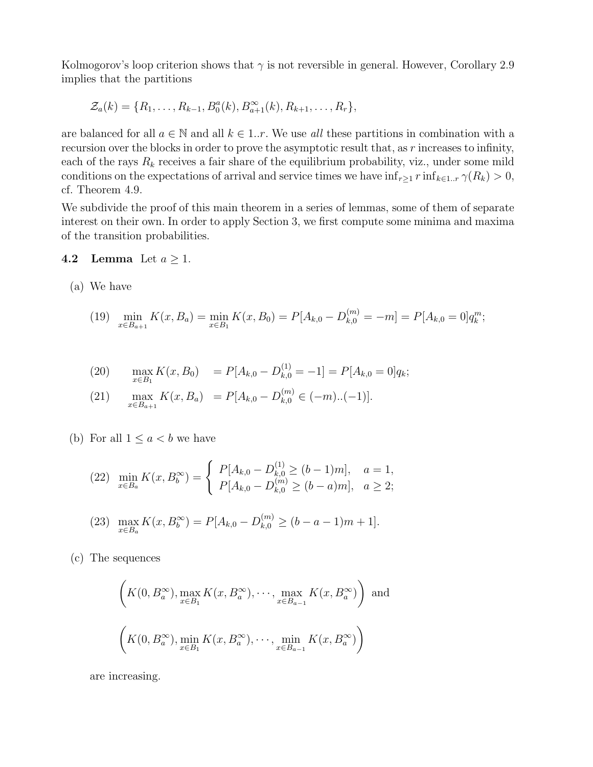Kolmogorov's loop criterion shows that $\gamma$ is not reversible in general. However, Corollary 2.9 implies that the partitions

$$\mathcal{Z}_a(k) = \{R_1, \ldots, R_{k-1}, B_0^a(k), B_{a+1}^\infty(k), R_{k+1}, \ldots, R_r\},$$

are balanced for all $a \in \mathbb{N}$ and all $k \in 1..r$. We use *all* these partitions in combination with a recursion over the blocks in order to prove the asymptotic result that, as $r$ increases to infinity, each of the rays $R_k$ receives a fair share of the equilibrium probability, viz., under some mild conditions on the expectations of arrival and service times we have $\inf_{r\geq 1} r \inf_{k\in 1..r} \gamma(R_k) > 0$, cf. Theorem 4.9.

We subdivide the proof of this main theorem in a series of lemmas, some of them of separate interest on their own. In order to apply Section 3, we first compute some minima and maxima of the transition probabilities.

**4.2 Lemma** Let $a \geq 1$.

(a) We have

$$(19) \quad \min_{x\in B_{a+1}} K(x, B_a) = \min_{x\in B_1} K(x, B_0) = P[A_{k,0} - D_{k,0}^{(m)} = -m] = P[A_{k,0} = 0]q_k^m;$$

$$(20) \qquad \max_{x\in B_1} K(x, B_0) \quad = P[A_{k,0} - D_{k,0}^{(1)} = -1] = P[A_{k,0} = 0]q_k;$$

$$(21) \qquad \max_{x\in B_{a+1}} K(x, B_a) \quad = P[A_{k,0} - D_{k,0}^{(m)} \in (-m)..(-1)].$$

(b) For all $1 \leq a < b$ we have

$$(22) \quad \min_{x\in B_a} K(x, B_b^\infty) = \begin{cases} P[A_{k,0} - D_{k,0}^{(1)} \geq (b-1)m], & a = 1, \\ P[A_{k,0} - D_{k,0}^{(m)} \geq (b-a)m], & a \geq 2; \end{cases}$$

$$(23) \quad \max_{x\in B_a} K(x, B_b^\infty) = P[A_{k,0} - D_{k,0}^{(m)} \geq (b-a-1)m + 1].$$

(c) The sequences

$$\left(K(0, B_a^\infty), \max_{x\in B_1} K(x, B_a^\infty), \cdots, \max_{x\in B_{a-1}} K(x, B_a^\infty)\right) \text{ and}$$

$$\left(K(0, B_a^\infty), \min_{x\in B_1} K(x, B_a^\infty), \cdots, \min_{x\in B_{a-1}} K(x, B_a^\infty)\right)$$

are increasing.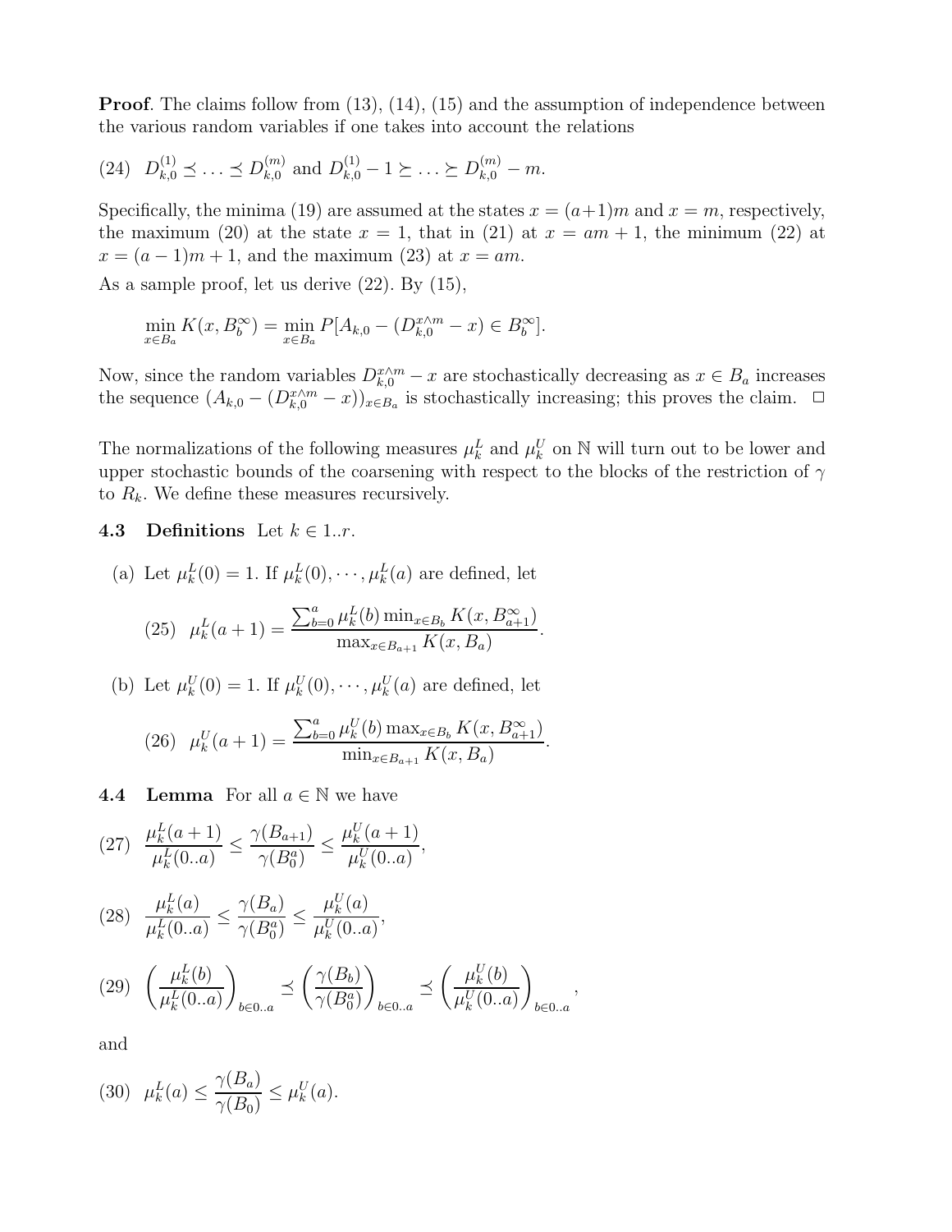**Proof**. The claims follow from (13), (14), (15) and the assumption of independence between the various random variables if one takes into account the relations

$$\text{(24)}\quad D_{k,0}^{(1)} \preceq \ldots \preceq D_{k,0}^{(m)} \text{ and } D_{k,0}^{(1)} - 1 \succeq \ldots \succeq D_{k,0}^{(m)} - m.$$

Specifically, the minima (19) are assumed at the states $x = (a+1)m$ and $x = m$, respectively, the maximum (20) at the state $x = 1$, that in (21) at $x = am + 1$, the minimum (22) at $x = (a-1)m + 1$, and the maximum (23) at $x = am$.

As a sample proof, let us derive (22). By (15),

$$\min_{x \in B_a} K(x, B_b^\infty) = \min_{x \in B_a} P[A_{k,0} - (D_{k,0}^{x \wedge m} - x) \in B_b^\infty].$$

Now, since the random variables $D_{k,0}^{x \wedge m} - x$ are stochastically decreasing as $x \in B_a$ increases the sequence $(A_{k,0} - (D_{k,0}^{x \wedge m} - x))_{x \in B_a}$ is stochastically increasing; this proves the claim. $\square$

The normalizations of the following measures $\mu_k^L$ and $\mu_k^U$ on $\mathbb{N}$ will turn out to be lower and upper stochastic bounds of the coarsening with respect to the blocks of the restriction of $\gamma$ to $R_k$. We define these measures recursively.

**4.3 Definitions** Let $k \in 1..r$.

(a) Let $\mu_k^L(0) = 1$. If $\mu_k^L(0), \cdots, \mu_k^L(a)$ are defined, let

$$\text{(25)}\quad \mu_k^L(a+1) = \frac{\sum_{b=0}^{a} \mu_k^L(b) \min_{x \in B_b} K(x, B_{a+1}^\infty)}{\max_{x \in B_{a+1}} K(x, B_a)}.$$

(b) Let $\mu_k^U(0) = 1$. If $\mu_k^U(0), \cdots, \mu_k^U(a)$ are defined, let

$$\text{(26)}\quad \mu_k^U(a+1) = \frac{\sum_{b=0}^{a} \mu_k^U(b) \max_{x \in B_b} K(x, B_{a+1}^\infty)}{\min_{x \in B_{a+1}} K(x, B_a)}.$$

**4.4 Lemma** For all $a \in \mathbb{N}$ we have

$$\text{(27)}\quad \frac{\mu_k^L(a+1)}{\mu_k^L(0..a)} \le \frac{\gamma(B_{a+1})}{\gamma(B_0^a)} \le \frac{\mu_k^U(a+1)}{\mu_k^U(0..a)},$$

$$\text{(28)}\quad \frac{\mu_k^L(a)}{\mu_k^L(0..a)} \le \frac{\gamma(B_a)}{\gamma(B_0^a)} \le \frac{\mu_k^U(a)}{\mu_k^U(0..a)},$$

$$\text{(29)}\quad \left(\frac{\mu_k^L(b)}{\mu_k^L(0..a)}\right)_{b \in 0..a} \preceq \left(\frac{\gamma(B_b)}{\gamma(B_0^a)}\right)_{b \in 0..a} \preceq \left(\frac{\mu_k^U(b)}{\mu_k^U(0..a)}\right)_{b \in 0..a},$$

and

$$\text{(30)}\quad \mu_k^L(a) \le \frac{\gamma(B_a)}{\gamma(B_0)} \le \mu_k^U(a).$$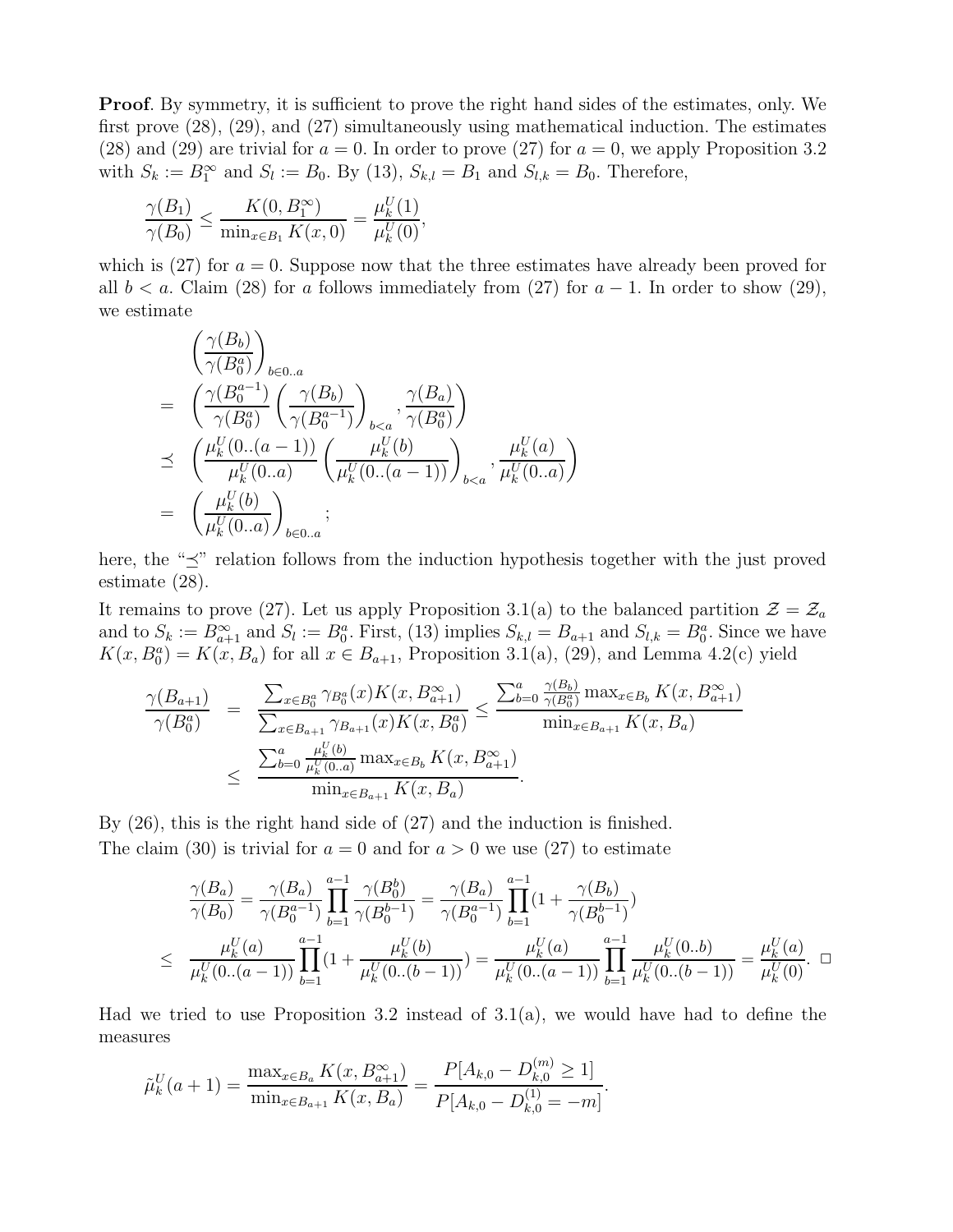**Proof**. By symmetry, it is sufficient to prove the right hand sides of the estimates, only. We first prove (28), (29), and (27) simultaneously using mathematical induction. The estimates (28) and (29) are trivial for $a = 0$. In order to prove (27) for $a = 0$, we apply Proposition 3.2 with $S_k := B_1^\infty$ and $S_l := B_0$. By (13), $S_{k,l} = B_1$ and $S_{l,k} = B_0$. Therefore,

$$\frac{\gamma(B_1)}{\gamma(B_0)} \leq \frac{K(0, B_1^\infty)}{\min_{x\in B_1} K(x, 0)} = \frac{\mu_k^U(1)}{\mu_k^U(0)},$$

which is (27) for $a = 0$. Suppose now that the three estimates have already been proved for all $b < a$. Claim (28) for $a$ follows immediately from (27) for $a - 1$. In order to show (29), we estimate

$$\begin{aligned}
&\left(\frac{\gamma(B_b)}{\gamma(B_0^a)}\right)_{b\in 0..a} \\
= &\left(\frac{\gamma(B_0^{a-1})}{\gamma(B_0^a)}\left(\frac{\gamma(B_b)}{\gamma(B_0^{a-1})}\right)_{b<a}, \frac{\gamma(B_a)}{\gamma(B_0^a)}\right) \\
\preceq &\left(\frac{\mu_k^U(0..(a-1))}{\mu_k^U(0..a)}\left(\frac{\mu_k^U(b)}{\mu_k^U(0..(a-1))}\right)_{b<a}, \frac{\mu_k^U(a)}{\mu_k^U(0..a)}\right) \\
= &\left(\frac{\mu_k^U(b)}{\mu_k^U(0..a)}\right)_{b\in 0..a};
\end{aligned}$$

here, the "$\preceq$" relation follows from the induction hypothesis together with the just proved estimate (28).

It remains to prove (27). Let us apply Proposition 3.1(a) to the balanced partition $\mathcal{Z} = \mathcal{Z}_a$ and to $S_k := B_{a+1}^\infty$ and $S_l := B_0^a$. First, (13) implies $S_{k,l} = B_{a+1}$ and $S_{l,k} = B_0^a$. Since we have $K(x, B_0^a) = K(x, B_a)$ for all $x \in B_{a+1}$, Proposition 3.1(a), (29), and Lemma 4.2(c) yield

$$\begin{aligned}
\frac{\gamma(B_{a+1})}{\gamma(B_0^a)} &= \frac{\sum_{x\in B_0^a} \gamma_{B_0^a}(x) K(x, B_{a+1}^\infty)}{\sum_{x\in B_{a+1}} \gamma_{B_{a+1}}(x) K(x, B_0^a)} \leq \frac{\sum_{b=0}^a \frac{\gamma(B_b)}{\gamma(B_0^a)} \max_{x\in B_b} K(x, B_{a+1}^\infty)}{\min_{x\in B_{a+1}} K(x, B_a)} \\
&\leq \frac{\sum_{b=0}^a \frac{\mu_k^U(b)}{\mu_k^U(0..a)} \max_{x\in B_b} K(x, B_{a+1}^\infty)}{\min_{x\in B_{a+1}} K(x, B_a)}.
\end{aligned}$$

By (26), this is the right hand side of (27) and the induction is finished.

The claim (30) is trivial for $a = 0$ and for $a > 0$ we use (27) to estimate

$$\begin{aligned}
&\frac{\gamma(B_a)}{\gamma(B_0)} = \frac{\gamma(B_a)}{\gamma(B_0^{a-1})} \prod_{b=1}^{a-1} \frac{\gamma(B_0^b)}{\gamma(B_0^{b-1})} = \frac{\gamma(B_a)}{\gamma(B_0^{a-1})} \prod_{b=1}^{a-1} (1 + \frac{\gamma(B_b)}{\gamma(B_0^{b-1})}) \\
\leq\ &\frac{\mu_k^U(a)}{\mu_k^U(0..(a-1))} \prod_{b=1}^{a-1} (1 + \frac{\mu_k^U(b)}{\mu_k^U(0..(b-1))}) = \frac{\mu_k^U(a)}{\mu_k^U(0..(a-1))} \prod_{b=1}^{a-1} \frac{\mu_k^U(0..b)}{\mu_k^U(0..(b-1))} = \frac{\mu_k^U(a)}{\mu_k^U(0)}. \ \square
\end{aligned}$$

Had we tried to use Proposition 3.2 instead of 3.1(a), we would have had to define the measures

$$\tilde{\mu}_k^U(a+1) = \frac{\max_{x\in B_a} K(x, B_{a+1}^\infty)}{\min_{x\in B_{a+1}} K(x, B_a)} = \frac{P[A_{k,0} - D_{k,0}^{(m)} \geq 1]}{P[A_{k,0} - D_{k,0}^{(1)} = -m]}.$$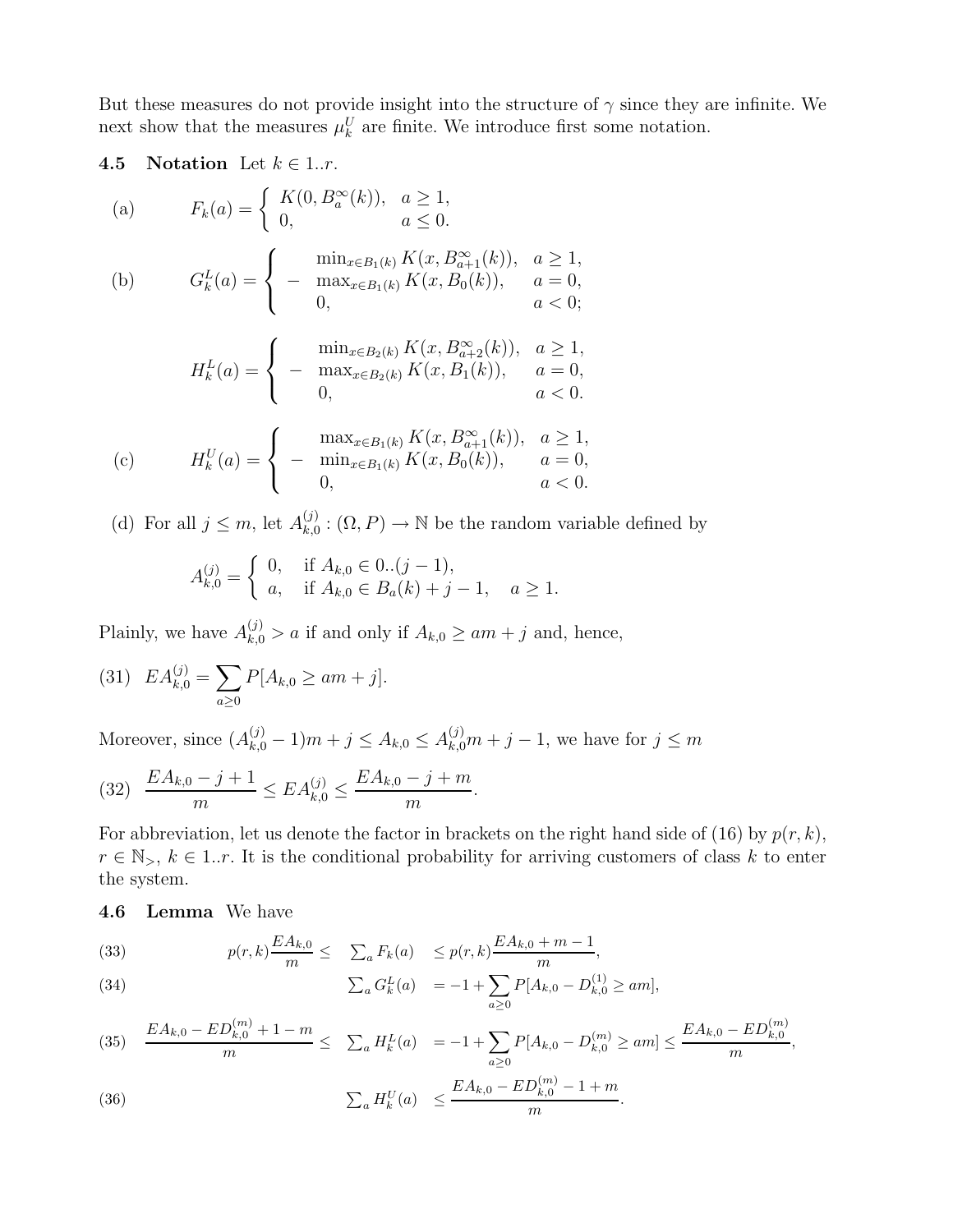But these measures do not provide insight into the structure of $\gamma$ since they are infinite. We next show that the measures $\mu_k^U$ are finite. We introduce first some notation.

**4.5 Notation** Let $k \in 1..r$.

(a)
$$F_k(a) = \begin{cases} K(0, B_a^\infty(k)), & a \geq 1, \\ 0, & a \leq 0. \end{cases}$$

(b)
$$G_k^L(a) = \begin{cases} \min_{x \in B_1(k)} K(x, B_{a+1}^\infty(k)), & a \geq 1, \\ -\max_{x \in B_1(k)} K(x, B_0(k)), & a = 0, \\ 0, & a < 0; \end{cases}$$

$$H_k^L(a) = \begin{cases} \min_{x \in B_2(k)} K(x, B_{a+2}^\infty(k)), & a \geq 1, \\ -\max_{x \in B_2(k)} K(x, B_1(k)), & a = 0, \\ 0, & a < 0. \end{cases}$$

(c)
$$H_k^U(a) = \begin{cases} \max_{x \in B_1(k)} K(x, B_{a+1}^\infty(k)), & a \geq 1, \\ -\min_{x \in B_1(k)} K(x, B_0(k)), & a = 0, \\ 0, & a < 0. \end{cases}$$

(d) For all $j \leq m$, let $A_{k,0}^{(j)} : (\Omega, P) \to \mathbb{N}$ be the random variable defined by

$$A_{k,0}^{(j)} = \begin{cases} 0, & \text{if } A_{k,0} \in 0..(j-1), \\ a, & \text{if } A_{k,0} \in B_a(k) + j - 1, \quad a \geq 1. \end{cases}$$

Plainly, we have $A_{k,0}^{(j)} > a$ if and only if $A_{k,0} \geq am + j$ and, hence,

$$(31) \quad EA_{k,0}^{(j)} = \sum_{a \geq 0} P[A_{k,0} \geq am + j].$$

Moreover, since $(A_{k,0}^{(j)} - 1)m + j \leq A_{k,0} \leq A_{k,0}^{(j)} m + j - 1$, we have for $j \leq m$

$$(32) \quad \frac{EA_{k,0} - j + 1}{m} \leq EA_{k,0}^{(j)} \leq \frac{EA_{k,0} - j + m}{m}.$$

For abbreviation, let us denote the factor in brackets on the right hand side of (16) by $p(r, k)$, $r \in \mathbb{N}_>$, $k \in 1..r$. It is the conditional probability for arriving customers of class $k$ to enter the system.

**4.6 Lemma** We have

$$(33) \quad p(r,k)\frac{EA_{k,0}}{m} \leq \sum_a F_k(a) \leq p(r,k)\frac{EA_{k,0} + m - 1}{m},$$

$$(34) \quad \sum_a G_k^L(a) = -1 + \sum_{a \geq 0} P[A_{k,0} - D_{k,0}^{(1)} \geq am],$$

$$(35) \quad \frac{EA_{k,0} - ED_{k,0}^{(m)} + 1 - m}{m} \leq \sum_a H_k^L(a) = -1 + \sum_{a \geq 0} P[A_{k,0} - D_{k,0}^{(m)} \geq am] \leq \frac{EA_{k,0} - ED_{k,0}^{(m)}}{m},$$

$$(36) \quad \sum_a H_k^U(a) \leq \frac{EA_{k,0} - ED_{k,0}^{(m)} - 1 + m}{m}.$$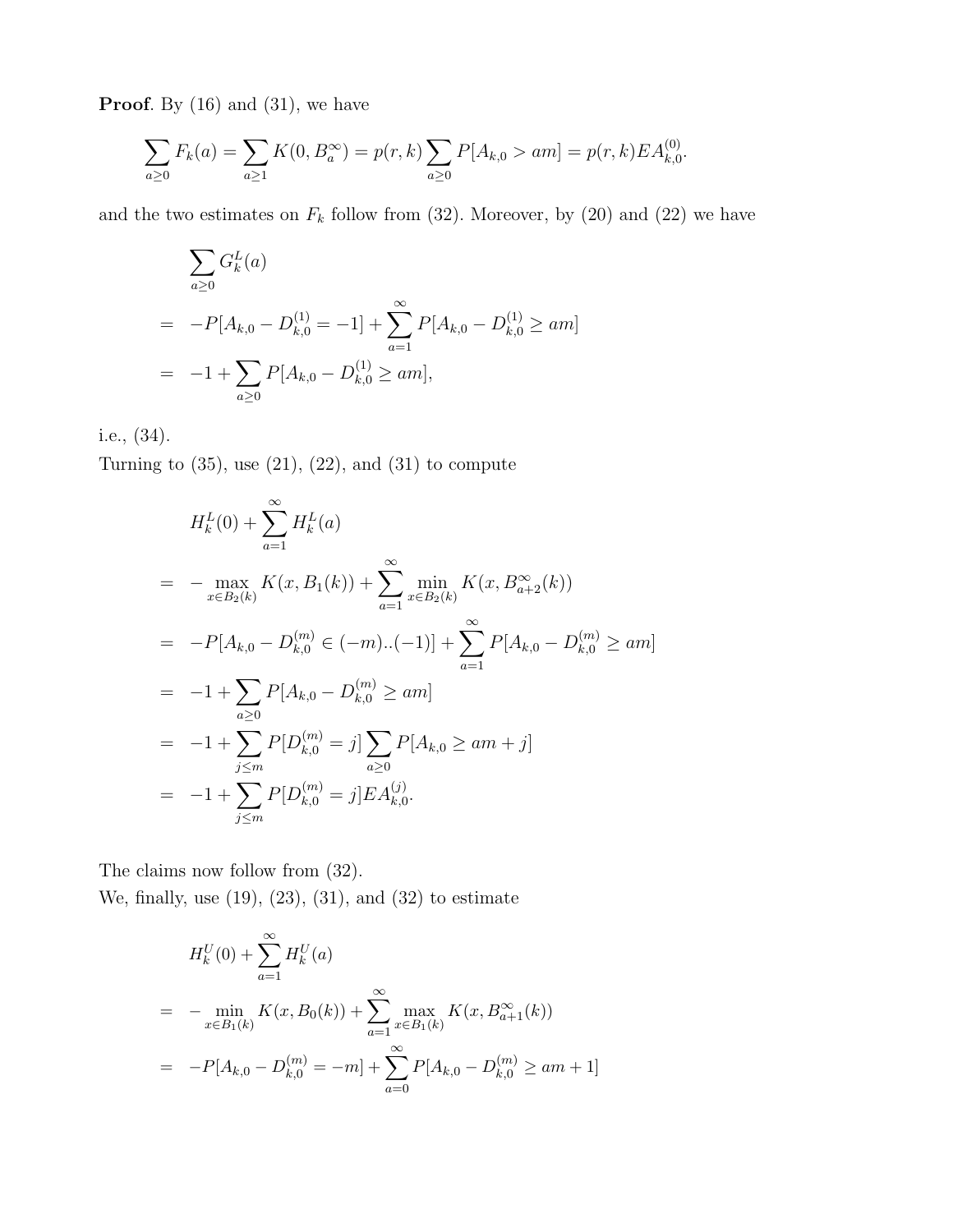**Proof**. By (16) and (31), we have

$$\sum_{a\geq 0} F_k(a) = \sum_{a\geq 1} K(0, B_a^\infty) = p(r,k)\sum_{a\geq 0} P[A_{k,0} > am] = p(r,k)EA_{k,0}^{(0)}.$$

and the two estimates on $F_k$ follow from (32). Moreover, by (20) and (22) we have

$$\begin{aligned}
&\sum_{a\geq 0} G_k^L(a) \\
=\ & -P[A_{k,0} - D_{k,0}^{(1)} = -1] + \sum_{a=1}^{\infty} P[A_{k,0} - D_{k,0}^{(1)} \geq am] \\
=\ & -1 + \sum_{a\geq 0} P[A_{k,0} - D_{k,0}^{(1)} \geq am],
\end{aligned}$$

i.e., (34).

Turning to (35), use (21), (22), and (31) to compute

$$\begin{aligned}
&H_k^L(0) + \sum_{a=1}^{\infty} H_k^L(a) \\
=\ & -\max_{x\in B_2(k)} K(x, B_1(k)) + \sum_{a=1}^{\infty} \min_{x\in B_2(k)} K(x, B_{a+2}^\infty(k)) \\
=\ & -P[A_{k,0} - D_{k,0}^{(m)} \in (-m)..(-1)] + \sum_{a=1}^{\infty} P[A_{k,0} - D_{k,0}^{(m)} \geq am] \\
=\ & -1 + \sum_{a\geq 0} P[A_{k,0} - D_{k,0}^{(m)} \geq am] \\
=\ & -1 + \sum_{j\leq m} P[D_{k,0}^{(m)} = j] \sum_{a\geq 0} P[A_{k,0} \geq am + j] \\
=\ & -1 + \sum_{j\leq m} P[D_{k,0}^{(m)} = j] EA_{k,0}^{(j)}.
\end{aligned}$$

The claims now follow from (32).

We, finally, use (19), (23), (31), and (32) to estimate

$$\begin{aligned}
&H_k^U(0) + \sum_{a=1}^{\infty} H_k^U(a) \\
=\ & -\min_{x\in B_1(k)} K(x, B_0(k)) + \sum_{a=1}^{\infty} \max_{x\in B_1(k)} K(x, B_{a+1}^\infty(k)) \\
=\ & -P[A_{k,0} - D_{k,0}^{(m)} = -m] + \sum_{a=0}^{\infty} P[A_{k,0} - D_{k,0}^{(m)} \geq am + 1]
\end{aligned}$$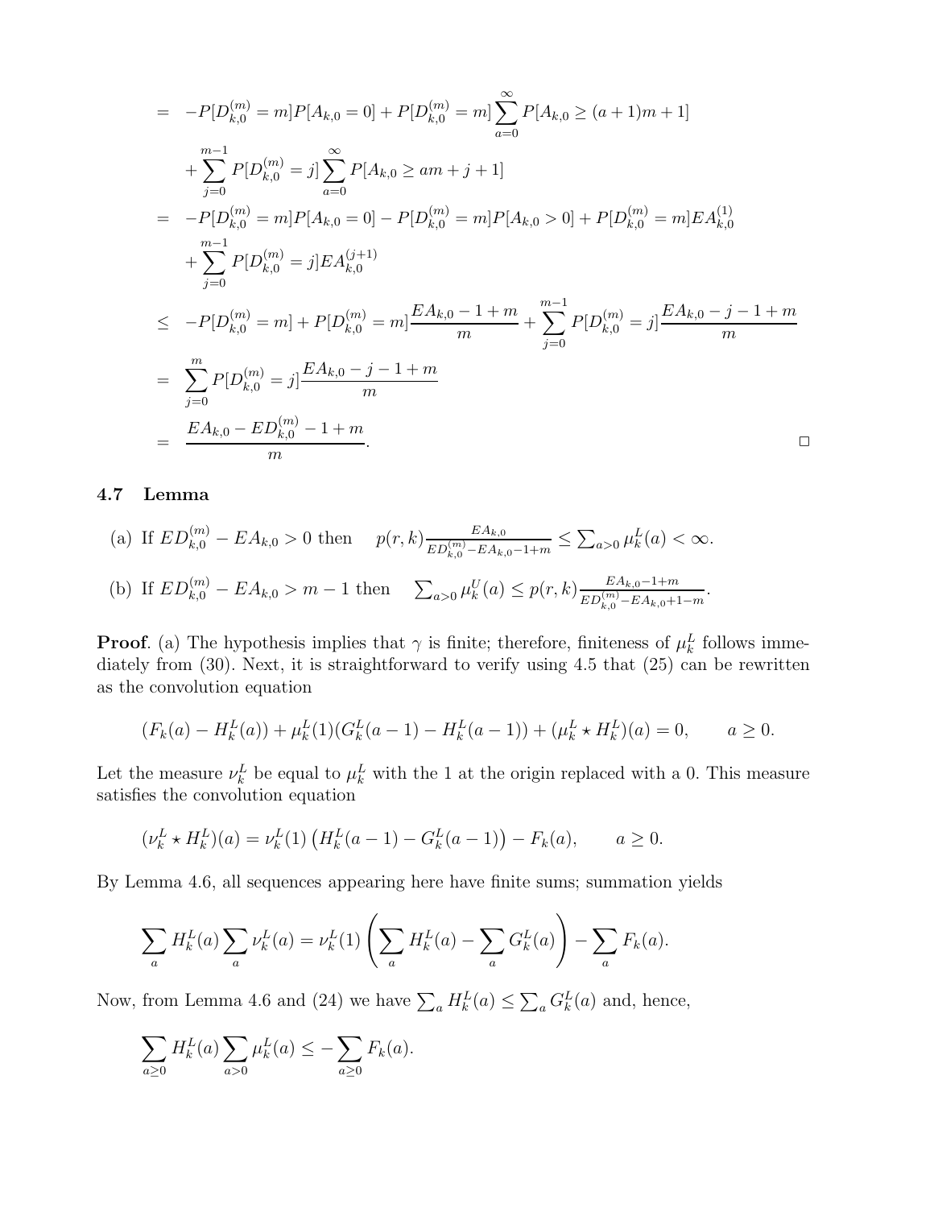$$
\begin{aligned}
&= -P[D_{k,0}^{(m)} = m]P[A_{k,0} = 0] + P[D_{k,0}^{(m)} = m]\sum_{a=0}^{\infty} P[A_{k,0} \geq (a+1)m + 1] \\
&\quad + \sum_{j=0}^{m-1} P[D_{k,0}^{(m)} = j] \sum_{a=0}^{\infty} P[A_{k,0} \geq am + j + 1] \\
&= -P[D_{k,0}^{(m)} = m]P[A_{k,0} = 0] - P[D_{k,0}^{(m)} = m]P[A_{k,0} > 0] + P[D_{k,0}^{(m)} = m]EA_{k,0}^{(1)} \\
&\quad + \sum_{j=0}^{m-1} P[D_{k,0}^{(m)} = j]EA_{k,0}^{(j+1)} \\
&\leq -P[D_{k,0}^{(m)} = m] + P[D_{k,0}^{(m)} = m]\frac{EA_{k,0} - 1 + m}{m} + \sum_{j=0}^{m-1} P[D_{k,0}^{(m)} = j]\frac{EA_{k,0} - j - 1 + m}{m} \\
&= \sum_{j=0}^{m} P[D_{k,0}^{(m)} = j]\frac{EA_{k,0} - j - 1 + m}{m} \\
&= \frac{EA_{k,0} - ED_{k,0}^{(m)} - 1 + m}{m}. \qquad \square
\end{aligned}
$$

### 4.7 Lemma

(a) If $ED_{k,0}^{(m)} - EA_{k,0} > 0$ then $\quad p(r,k)\frac{EA_{k,0}}{ED_{k,0}^{(m)} - EA_{k,0} - 1 + m} \leq \sum_{a>0} \mu_k^L(a) < \infty.$

(b) If $ED_{k,0}^{(m)} - EA_{k,0} > m - 1$ then $\quad \sum_{a>0} \mu_k^U(a) \leq p(r,k)\frac{EA_{k,0} - 1 + m}{ED_{k,0}^{(m)} - EA_{k,0} + 1 - m}.$

**Proof**. (a) The hypothesis implies that $\gamma$ is finite; therefore, finiteness of $\mu_k^L$ follows immediately from (30). Next, it is straightforward to verify using 4.5 that (25) can be rewritten as the convolution equation

$$
(F_k(a) - H_k^L(a)) + \mu_k^L(1)(G_k^L(a-1) - H_k^L(a-1)) + (\mu_k^L \star H_k^L)(a) = 0, \qquad a \geq 0.
$$

Let the measure $\nu_k^L$ be equal to $\mu_k^L$ with the 1 at the origin replaced with a 0. This measure satisfies the convolution equation

$$
(\nu_k^L \star H_k^L)(a) = \nu_k^L(1)\left(H_k^L(a-1) - G_k^L(a-1)\right) - F_k(a), \qquad a \geq 0.
$$

By Lemma 4.6, all sequences appearing here have finite sums; summation yields

$$
\sum_a H_k^L(a) \sum_a \nu_k^L(a) = \nu_k^L(1)\left(\sum_a H_k^L(a) - \sum_a G_k^L(a)\right) - \sum_a F_k(a).
$$

Now, from Lemma 4.6 and (24) we have $\sum_a H_k^L(a) \leq \sum_a G_k^L(a)$ and, hence,

$$
\sum_{a \geq 0} H_k^L(a) \sum_{a>0} \mu_k^L(a) \leq -\sum_{a \geq 0} F_k(a).
$$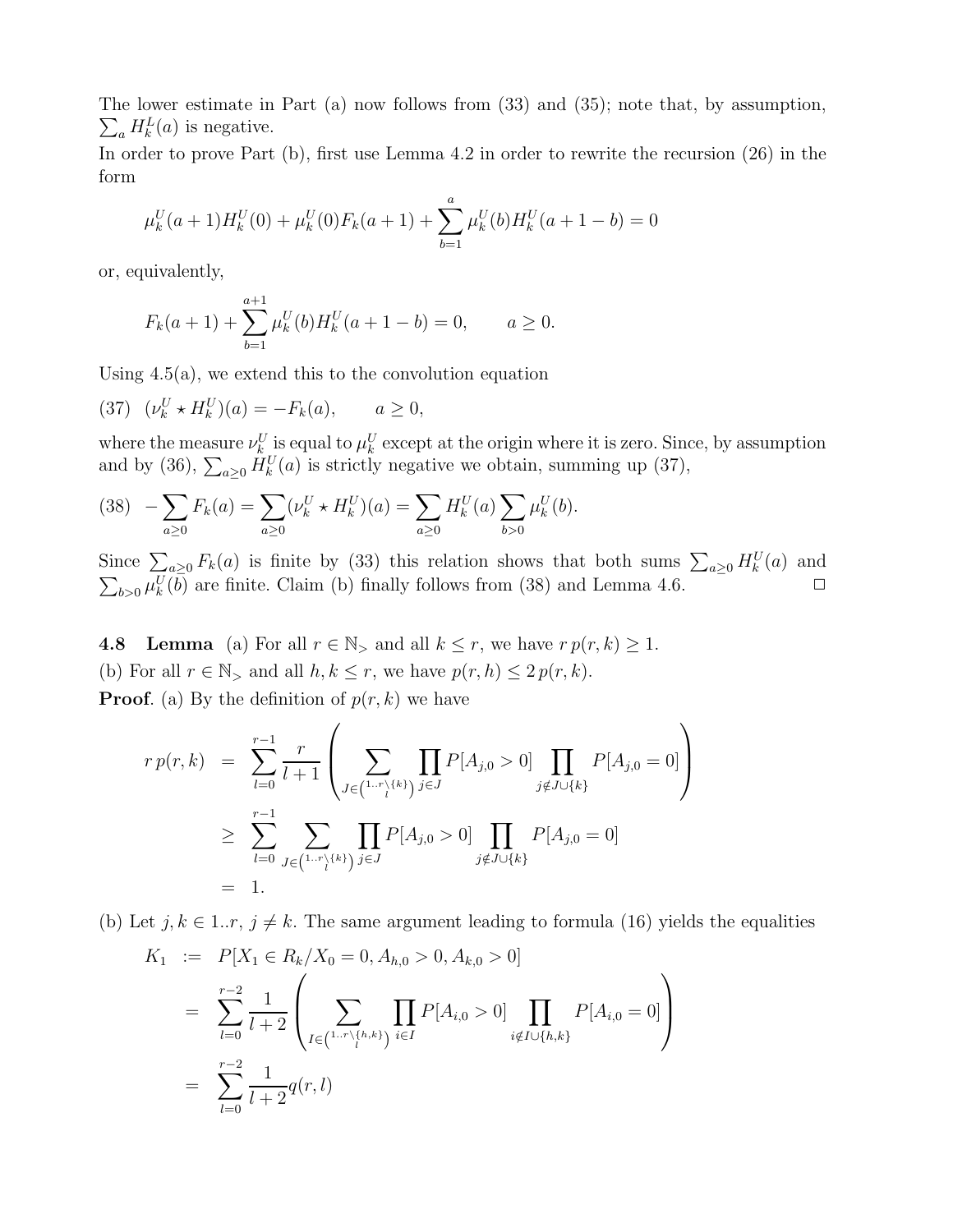The lower estimate in Part (a) now follows from (33) and (35); note that, by assumption, $\sum_a H_k^L(a)$ is negative.

In order to prove Part (b), first use Lemma 4.2 in order to rewrite the recursion (26) in the form

$$\mu_k^U(a+1)H_k^U(0) + \mu_k^U(0)F_k(a+1) + \sum_{b=1}^{a} \mu_k^U(b)H_k^U(a+1-b) = 0$$

or, equivalently,

$$F_k(a+1) + \sum_{b=1}^{a+1} \mu_k^U(b)H_k^U(a+1-b) = 0, \qquad a \geq 0.$$

Using 4.5(a), we extend this to the convolution equation

$$(37) \quad (\nu_k^U \star H_k^U)(a) = -F_k(a), \qquad a \geq 0,$$

where the measure $\nu_k^U$ is equal to $\mu_k^U$ except at the origin where it is zero. Since, by assumption and by (36), $\sum_{a\geq 0} H_k^U(a)$ is strictly negative we obtain, summing up (37),

$$(38) \quad -\sum_{a\geq 0} F_k(a) = \sum_{a\geq 0} (\nu_k^U \star H_k^U)(a) = \sum_{a\geq 0} H_k^U(a) \sum_{b>0} \mu_k^U(b).$$

Since $\sum_{a\geq 0} F_k(a)$ is finite by (33) this relation shows that both sums $\sum_{a\geq 0} H_k^U(a)$ and $\sum_{b>0} \mu_k^U(b)$ are finite. Claim (b) finally follows from (38) and Lemma 4.6. □

**4.8 Lemma** (a) For all $r \in \mathbb{N}_>$ and all $k \leq r$, we have $r\,p(r,k) \geq 1$.
(b) For all $r \in \mathbb{N}_>$ and all $h, k \leq r$, we have $p(r,h) \leq 2\,p(r,k)$.

**Proof**. (a) By the definition of $p(r,k)$ we have

$$\begin{aligned}
r\,p(r,k) &= \sum_{l=0}^{r-1} \frac{r}{l+1} \left( \sum_{J \in \binom{1..r\setminus\{k\}}{l}} \prod_{j\in J} P[A_{j,0} > 0] \prod_{j \notin J\cup\{k\}} P[A_{j,0} = 0] \right) \\
&\geq \sum_{l=0}^{r-1} \sum_{J \in \binom{1..r\setminus\{k\}}{l}} \prod_{j\in J} P[A_{j,0} > 0] \prod_{j \notin J\cup\{k\}} P[A_{j,0} = 0] \\
&= 1.
\end{aligned}$$

(b) Let $j, k \in 1..r$, $j \neq k$. The same argument leading to formula (16) yields the equalities

$$\begin{aligned}
K_1 &:= P[X_1 \in R_k / X_0 = 0, A_{h,0} > 0, A_{k,0} > 0] \\
&= \sum_{l=0}^{r-2} \frac{1}{l+2} \left( \sum_{I \in \binom{1..r\setminus\{h,k\}}{l}} \prod_{i\in I} P[A_{i,0} > 0] \prod_{i \notin I\cup\{h,k\}} P[A_{i,0} = 0] \right) \\
&= \sum_{l=0}^{r-2} \frac{1}{l+2} q(r,l)
\end{aligned}$$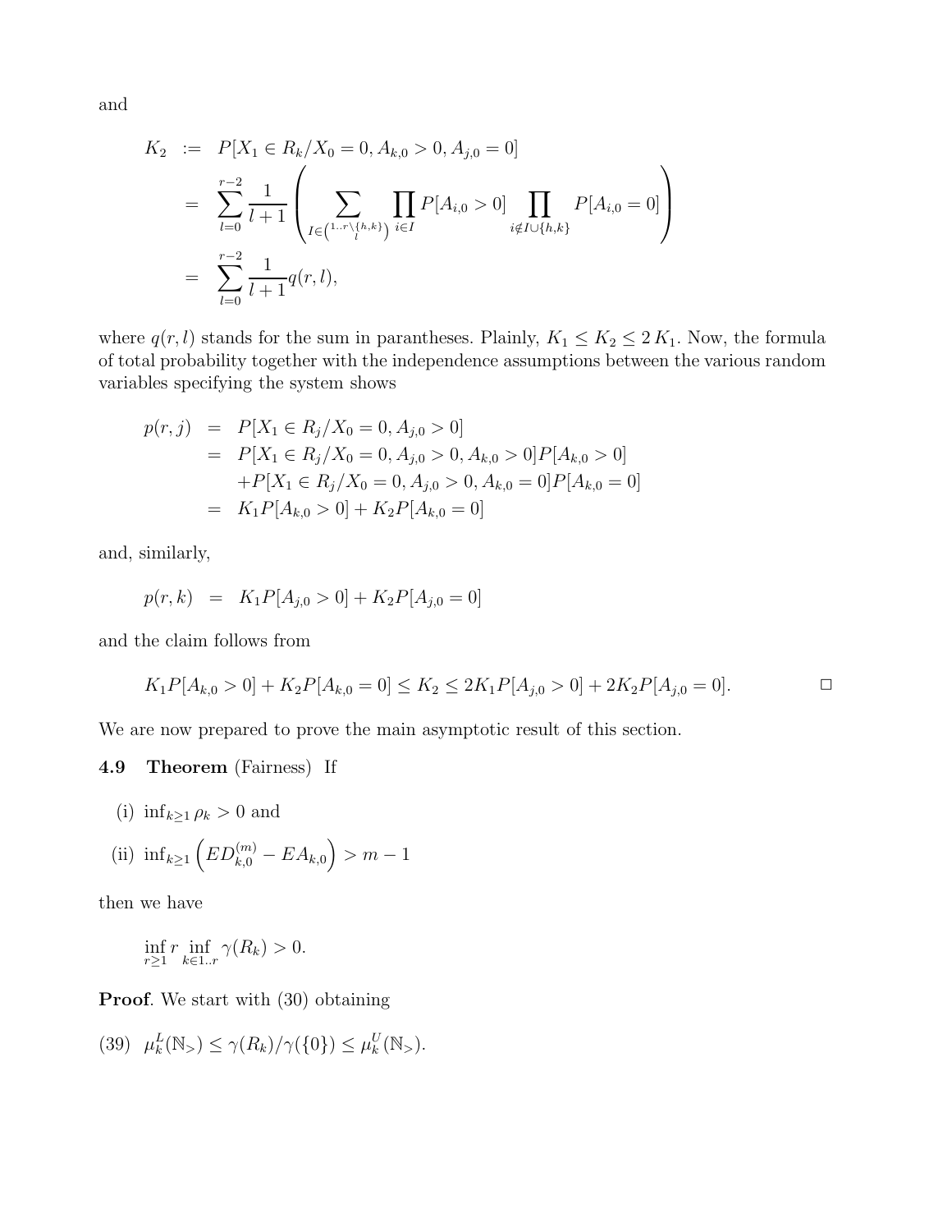and

$$
\begin{aligned}
K_2 &:= P[X_1 \in R_k / X_0 = 0, A_{k,0} > 0, A_{j,0} = 0] \\
&= \sum_{l=0}^{r-2} \frac{1}{l+1} \left( \sum_{I \in \binom{1..r \setminus \{h,k\}}{l}} \prod_{i \in I} P[A_{i,0} > 0] \prod_{i \notin I \cup \{h,k\}} P[A_{i,0} = 0] \right) \\
&= \sum_{l=0}^{r-2} \frac{1}{l+1} q(r,l),
\end{aligned}
$$

where $q(r,l)$ stands for the sum in parantheses. Plainly, $K_1 \le K_2 \le 2\,K_1$. Now, the formula of total probability together with the independence assumptions between the various random variables specifying the system shows

$$
\begin{aligned}
p(r,j) &= P[X_1 \in R_j / X_0 = 0, A_{j,0} > 0] \\
&= P[X_1 \in R_j / X_0 = 0, A_{j,0} > 0, A_{k,0} > 0] P[A_{k,0} > 0] \\
&\quad + P[X_1 \in R_j / X_0 = 0, A_{j,0} > 0, A_{k,0} = 0] P[A_{k,0} = 0] \\
&= K_1 P[A_{k,0} > 0] + K_2 P[A_{k,0} = 0]
\end{aligned}
$$

and, similarly,

$$
p(r,k) = K_1 P[A_{j,0} > 0] + K_2 P[A_{j,0} = 0]
$$

and the claim follows from

$$
K_1 P[A_{k,0} > 0] + K_2 P[A_{k,0} = 0] \le K_2 \le 2K_1 P[A_{j,0} > 0] + 2K_2 P[A_{j,0} = 0]. \qquad \Box
$$

We are now prepared to prove the main asymptotic result of this section.

**4.9 Theorem** (Fairness) If

(i) $\inf_{k \ge 1} \rho_k > 0$ and

(ii) $\inf_{k \ge 1} \left( ED_{k,0}^{(m)} - EA_{k,0} \right) > m - 1$

then we have

$$
\inf_{r \ge 1} r \inf_{k \in 1..r} \gamma(R_k) > 0.
$$

**Proof**. We start with (30) obtaining

(39) $\mu_k^L(\mathbb{N}_>) \le \gamma(R_k)/\gamma(\{0\}) \le \mu_k^U(\mathbb{N}_>)$.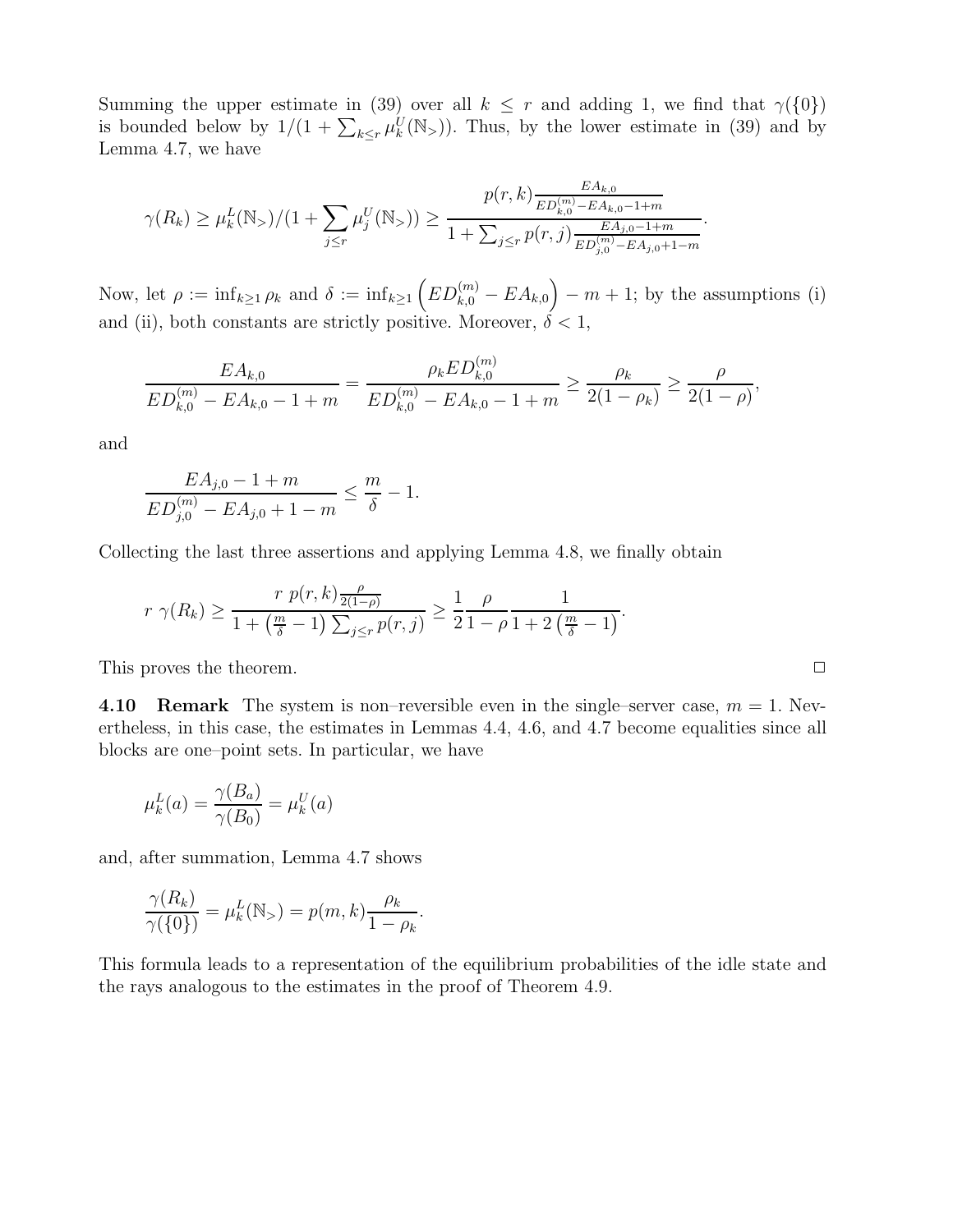Summing the upper estimate in (39) over all $k \leq r$ and adding 1, we find that $\gamma(\{0\})$ is bounded below by $1/(1+\sum_{k\leq r}\mu_k^U(\mathbb{N}_>))$. Thus, by the lower estimate in (39) and by Lemma 4.7, we have

$$
\gamma(R_k) \geq \mu_k^L(\mathbb{N}_>)/(1+\sum_{j\leq r}\mu_j^U(\mathbb{N}_>)) \geq \frac{p(r,k)\frac{EA_{k,0}}{ED_{k,0}^{(m)}-EA_{k,0}-1+m}}{1+\sum_{j\leq r}p(r,j)\frac{EA_{j,0}-1+m}{ED_{j,0}^{(m)}-EA_{j,0}+1-m}}.
$$

Now, let $\rho := \inf_{k\geq 1}\rho_k$ and $\delta := \inf_{k\geq 1}\left(ED_{k,0}^{(m)} - EA_{k,0}\right) - m + 1$; by the assumptions (i) and (ii), both constants are strictly positive. Moreover, $\delta < 1$,

$$
\frac{EA_{k,0}}{ED_{k,0}^{(m)}-EA_{k,0}-1+m} = \frac{\rho_k ED_{k,0}^{(m)}}{ED_{k,0}^{(m)}-EA_{k,0}-1+m} \geq \frac{\rho_k}{2(1-\rho_k)} \geq \frac{\rho}{2(1-\rho)},
$$

and

$$
\frac{EA_{j,0}-1+m}{ED_{j,0}^{(m)}-EA_{j,0}+1-m} \leq \frac{m}{\delta} - 1.
$$

Collecting the last three assertions and applying Lemma 4.8, we finally obtain

$$
r\ \gamma(R_k) \geq \frac{r\ p(r,k)\frac{\rho}{2(1-\rho)}}{1+\left(\frac{m}{\delta}-1\right)\sum_{j\leq r}p(r,j)} \geq \frac{1}{2}\frac{\rho}{1-\rho}\frac{1}{1+2\left(\frac{m}{\delta}-1\right)}.
$$

This proves the theorem. □

**4.10 Remark** The system is non–reversible even in the single–server case, $m = 1$. Nevertheless, in this case, the estimates in Lemmas 4.4, 4.6, and 4.7 become equalities since all blocks are one–point sets. In particular, we have

$$
\mu_k^L(a) = \frac{\gamma(B_a)}{\gamma(B_0)} = \mu_k^U(a)
$$

and, after summation, Lemma 4.7 shows

$$
\frac{\gamma(R_k)}{\gamma(\{0\})} = \mu_k^L(\mathbb{N}_>) = p(m,k)\frac{\rho_k}{1-\rho_k}.
$$

This formula leads to a representation of the equilibrium probabilities of the idle state and the rays analogous to the estimates in the proof of Theorem 4.9.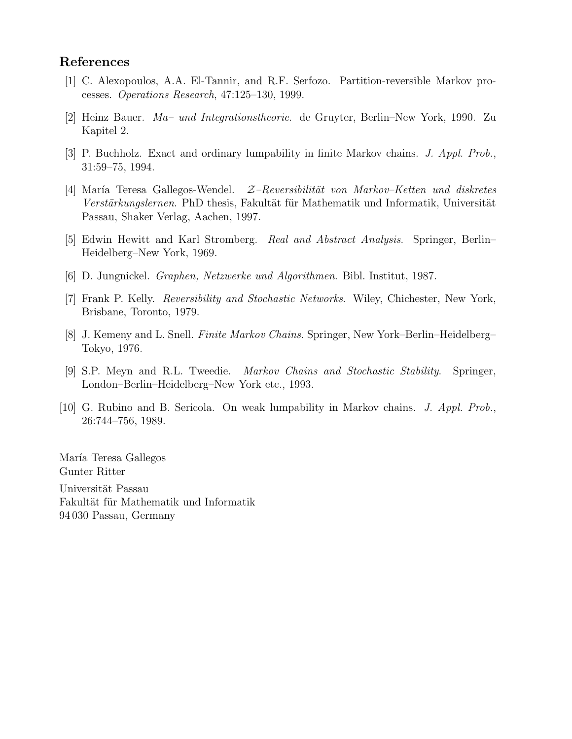## References

[1] C. Alexopoulos, A.A. El-Tannir, and R.F. Serfozo. Partition-reversible Markov processes. *Operations Research*, 47:125–130, 1999.

[2] Heinz Bauer. *Ma– und Integrationstheorie*. de Gruyter, Berlin–New York, 1990. Zu Kapitel 2.

[3] P. Buchholz. Exact and ordinary lumpability in finite Markov chains. *J. Appl. Prob.*, 31:59–75, 1994.

[4] María Teresa Gallegos-Wendel. *$\mathcal{Z}$–Reversibilität von Markov–Ketten und diskretes Verstärkungslernen*. PhD thesis, Fakultät für Mathematik und Informatik, Universität Passau, Shaker Verlag, Aachen, 1997.

[5] Edwin Hewitt and Karl Stromberg. *Real and Abstract Analysis*. Springer, Berlin–Heidelberg–New York, 1969.

[6] D. Jungnickel. *Graphen, Netzwerke und Algorithmen*. Bibl. Institut, 1987.

[7] Frank P. Kelly. *Reversibility and Stochastic Networks*. Wiley, Chichester, New York, Brisbane, Toronto, 1979.

[8] J. Kemeny and L. Snell. *Finite Markov Chains*. Springer, New York–Berlin–Heidelberg–Tokyo, 1976.

[9] S.P. Meyn and R.L. Tweedie. *Markov Chains and Stochastic Stability*. Springer, London–Berlin–Heidelberg–New York etc., 1993.

[10] G. Rubino and B. Sericola. On weak lumpability in Markov chains. *J. Appl. Prob.*, 26:744–756, 1989.

María Teresa Gallegos
Gunter Ritter

Universität Passau
Fakultät für Mathematik und Informatik
94 030 Passau, Germany